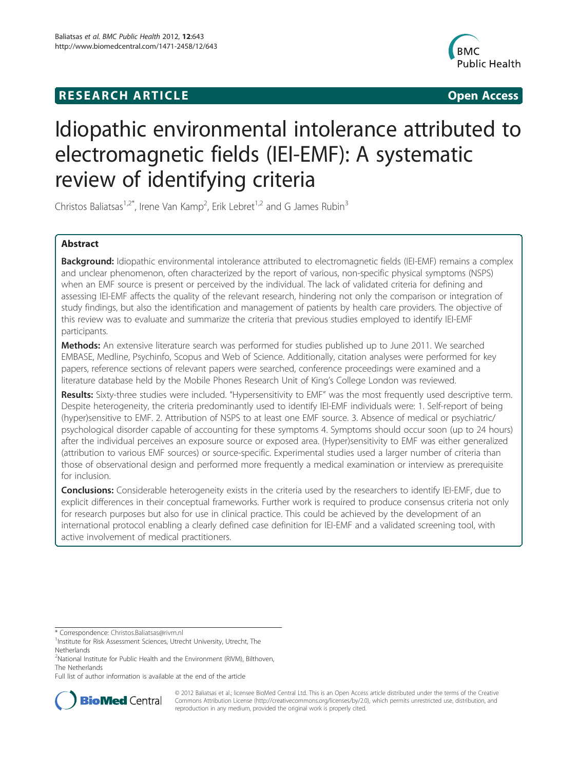RESEARCH ARTICLE Open Access

# Idiopathic environmental intolerance attributed to electromagnetic fields (IEI-EMF): A systematic review of identifying criteria

Christos Baliatsas[1,2*], Irene Van Kamp[2], Erik Lebret[1,2] and G James Rubin[3]

## Abstract

**Background:** Idiopathic environmental intolerance attributed to electromagnetic fields (IEI-EMF) remains a complex and unclear phenomenon, often characterized by the report of various, non-specific physical symptoms (NSPS) when an EMF source is present or perceived by the individual. The lack of validated criteria for defining and assessing IEI-EMF affects the quality of the relevant research, hindering not only the comparison or integration of study findings, but also the identification and management of patients by health care providers. The objective of this review was to evaluate and summarize the criteria that previous studies employed to identify IEI-EMF participants.

**Methods:** An extensive literature search was performed for studies published up to June 2011. We searched EMBASE, Medline, Psychinfo, Scopus and Web of Science. Additionally, citation analyses were performed for key papers, reference sections of relevant papers were searched, conference proceedings were examined and a literature database held by the Mobile Phones Research Unit of King's College London was reviewed.

**Results:** Sixty-three studies were included. "Hypersensitivity to EMF" was the most frequently used descriptive term. Despite heterogeneity, the criteria predominantly used to identify IEI-EMF individuals were: 1. Self-report of being (hyper)sensitive to EMF. 2. Attribution of NSPS to at least one EMF source. 3. Absence of medical or psychiatric/psychological disorder capable of accounting for these symptoms 4. Symptoms should occur soon (up to 24 hours) after the individual perceives an exposure source or exposed area. (Hyper)sensitivity to EMF was either generalized (attribution to various EMF sources) or source-specific. Experimental studies used a larger number of criteria than those of observational design and performed more frequently a medical examination or interview as prerequisite for inclusion.

**Conclusions:** Considerable heterogeneity exists in the criteria used by the researchers to identify IEI-EMF, due to explicit differences in their conceptual frameworks. Further work is required to produce consensus criteria not only for research purposes but also for use in clinical practice. This could be achieved by the development of an international protocol enabling a clearly defined case definition for IEI-EMF and a validated screening tool, with active involvement of medical practitioners.

\* Correspondence: Christos.Baliatsas@rivm.nl

[1]Institute for Risk Assessment Sciences, Utrecht University, Utrecht, The Netherlands

[2]National Institute for Public Health and the Environment (RIVM), Bilthoven, The Netherlands

Full list of author information is available at the end of the article

© 2012 Baliatsas et al.; licensee BioMed Central Ltd. This is an Open Access article distributed under the terms of the Creative Commons Attribution License (http://creativecommons.org/licenses/by/2.0), which permits unrestricted use, distribution, and reproduction in any medium, provided the original work is properly cited.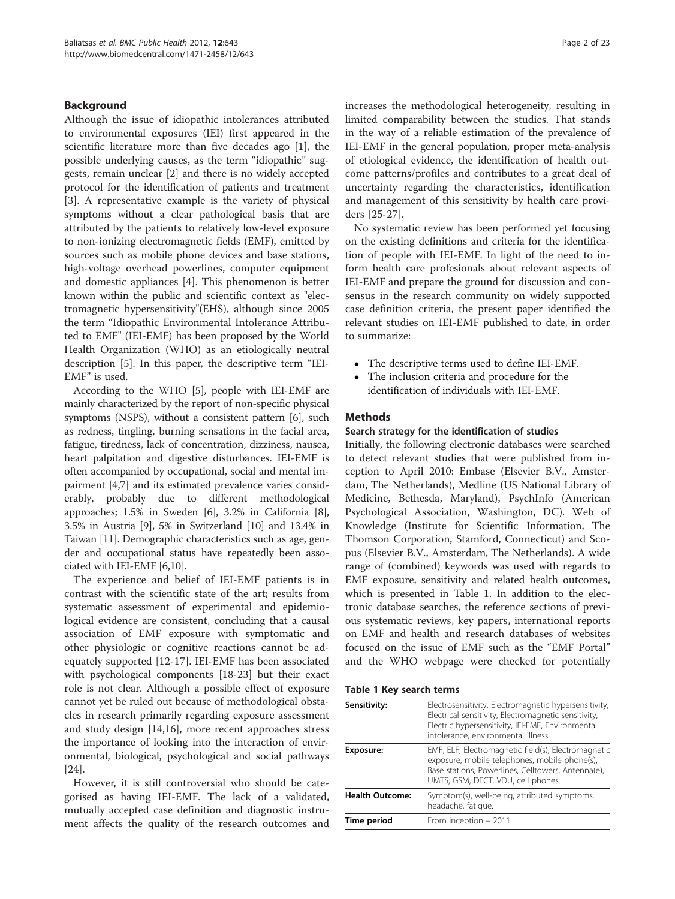## Background

Although the issue of idiopathic intolerances attributed to environmental exposures (IEI) first appeared in the scientific literature more than five decades ago [1], the possible underlying causes, as the term "idiopathic" suggests, remain unclear [2] and there is no widely accepted protocol for the identification of patients and treatment [3]. A representative example is the variety of physical symptoms without a clear pathological basis that are attributed by the patients to relatively low-level exposure to non-ionizing electromagnetic fields (EMF), emitted by sources such as mobile phone devices and base stations, high-voltage overhead powerlines, computer equipment and domestic appliances [4]. This phenomenon is better known within the public and scientific context as "electromagnetic hypersensitivity"(EHS), although since 2005 the term "Idiopathic Environmental Intolerance Attributed to EMF" (IEI-EMF) has been proposed by the World Health Organization (WHO) as an etiologically neutral description [5]. In this paper, the descriptive term "IEI-EMF" is used.

According to the WHO [5], people with IEI-EMF are mainly characterized by the report of non-specific physical symptoms (NSPS), without a consistent pattern [6], such as redness, tingling, burning sensations in the facial area, fatigue, tiredness, lack of concentration, dizziness, nausea, heart palpitation and digestive disturbances. IEI-EMF is often accompanied by occupational, social and mental impairment [4,7] and its estimated prevalence varies considerably, probably due to different methodological approaches; 1.5% in Sweden [6], 3.2% in California [8], 3.5% in Austria [9], 5% in Switzerland [10] and 13.4% in Taiwan [11]. Demographic characteristics such as age, gender and occupational status have repeatedly been associated with IEI-EMF [6,10].

The experience and belief of IEI-EMF patients is in contrast with the scientific state of the art; results from systematic assessment of experimental and epidemiological evidence are consistent, concluding that a causal association of EMF exposure with symptomatic and other physiologic or cognitive reactions cannot be adequately supported [12-17]. IEI-EMF has been associated with psychological components [18-23] but their exact role is not clear. Although a possible effect of exposure cannot yet be ruled out because of methodological obstacles in research primarily regarding exposure assessment and study design [14,16], more recent approaches stress the importance of looking into the interaction of environmental, biological, psychological and social pathways [24].

However, it is still controversial who should be categorised as having IEI-EMF. The lack of a validated, mutually accepted case definition and diagnostic instrument affects the quality of the research outcomes and increases the methodological heterogeneity, resulting in limited comparability between the studies. That stands in the way of a reliable estimation of the prevalence of IEI-EMF in the general population, proper meta-analysis of etiological evidence, the identification of health outcome patterns/profiles and contributes to a great deal of uncertainty regarding the characteristics, identification and management of this sensitivity by health care providers [25-27].

No systematic review has been performed yet focusing on the existing definitions and criteria for the identification of people with IEI-EMF. In light of the need to inform health care profesionals about relevant aspects of IEI-EMF and prepare the ground for discussion and consensus in the research community on widely supported case definition criteria, the present paper identified the relevant studies on IEI-EMF published to date, in order to summarize:

- The descriptive terms used to define IEI-EMF.
- The inclusion criteria and procedure for the identification of individuals with IEI-EMF.

## Methods

### Search strategy for the identification of studies

Initially, the following electronic databases were searched to detect relevant studies that were published from inception to April 2010: Embase (Elsevier B.V., Amsterdam, The Netherlands), Medline (US National Library of Medicine, Bethesda, Maryland), PsychInfo (American Psychological Association, Washington, DC). Web of Knowledge (Institute for Scientific Information, The Thomson Corporation, Stamford, Connecticut) and Scopus (Elsevier B.V., Amsterdam, The Netherlands). A wide range of (combined) keywords was used with regards to EMF exposure, sensitivity and related health outcomes, which is presented in Table 1. In addition to the electronic database searches, the reference sections of previous systematic reviews, key papers, international reports on EMF and health and research databases of websites focused on the issue of EMF such as the "EMF Portal" and the WHO webpage were checked for potentially

**Table 1 Key search terms**

| | |
|---|---|
| **Sensitivity:** | Electrosensitivity, Electromagnetic hypersensitivity, Electrical sensitivity, Electromagnetic sensitivity, Electric hypersensitivity, IEI-EMF, Environmental intolerance, environmental illness. |
| **Exposure:** | EMF, ELF, Electromagnetic field(s), Electromagnetic exposure, mobile telephones, mobile phone(s), Base stations, Powerlines, Celltowers, Antenna(e), UMTS, GSM, DECT, VDU, cell phones. |
| **Health Outcome:** | Symptom(s), well-being, attributed symptoms, headache, fatigue. |
| **Time period** | From inception – 2011. |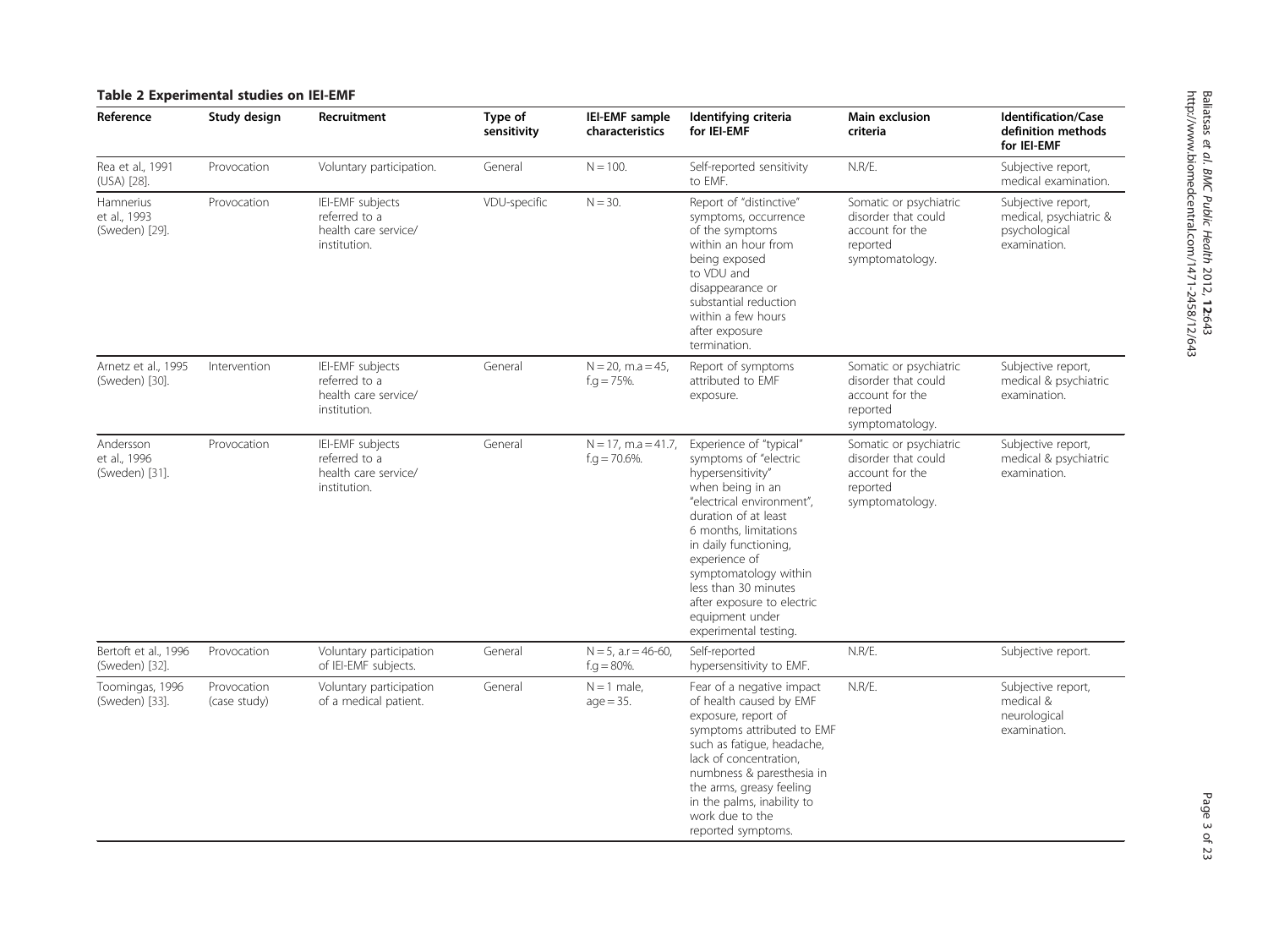**Table 2 Experimental studies on IEI-EMF**

| Reference | Study design | Recruitment | Type of sensitivity | IEI-EMF sample characteristics | Identifying criteria for IEI-EMF | Main exclusion criteria | Identification/Case definition methods for IEI-EMF |
|---|---|---|---|---|---|---|---|
| Rea et al., 1991 (USA) [28]. | Provocation | Voluntary participation. | General | N = 100. | Self-reported sensitivity to EMF. | N.R/E. | Subjective report, medical examination. |
| Hamnerius et al., 1993 (Sweden) [29]. | Provocation | IEI-EMF subjects referred to a health care service/ institution. | VDU-specific | N = 30. | Report of "distinctive" symptoms, occurrence of the symptoms within an hour from being exposed to VDU and disappearance or substantial reduction within a few hours after exposure termination. | Somatic or psychiatric disorder that could account for the reported symptomatology. | Subjective report, medical, psychiatric & psychological examination. |
| Arnetz et al., 1995 (Sweden) [30]. | Intervention | IEI-EMF subjects referred to a health care service/ institution. | General | N = 20, m.a = 45, f.g = 75%. | Report of symptoms attributed to EMF exposure. | Somatic or psychiatric disorder that could account for the reported symptomatology. | Subjective report, medical & psychiatric examination. |
| Andersson et al., 1996 (Sweden) [31]. | Provocation | IEI-EMF subjects referred to a health care service/ institution. | General | N = 17, m.a = 41.7, f.g = 70.6%. | Experience of "typical" symptoms of "electric hypersensitivity" when being in an "electrical environment", duration of at least 6 months, limitations in daily functioning, experience of symptomatology within less than 30 minutes after exposure to electric equipment under experimental testing. | Somatic or psychiatric disorder that could account for the reported symptomatology. | Subjective report, medical & psychiatric examination. |
| Bertoft et al., 1996 (Sweden) [32]. | Provocation | Voluntary participation of IEI-EMF subjects. | General | N = 5, a.r = 46-60, f.g = 80%. | Self-reported hypersensitivity to EMF. | N.R/E. | Subjective report. |
| Toomingas, 1996 (Sweden) [33]. | Provocation (case study) | Voluntary participation of a medical patient. | General | N = 1 male, age = 35. | Fear of a negative impact of health caused by EMF exposure, report of symptoms attributed to EMF such as fatigue, headache, lack of concentration, numbness & paresthesia in the arms, greasy feeling in the palms, inability to work due to the reported symptoms. | N.R/E. | Subjective report, medical & neurological examination. |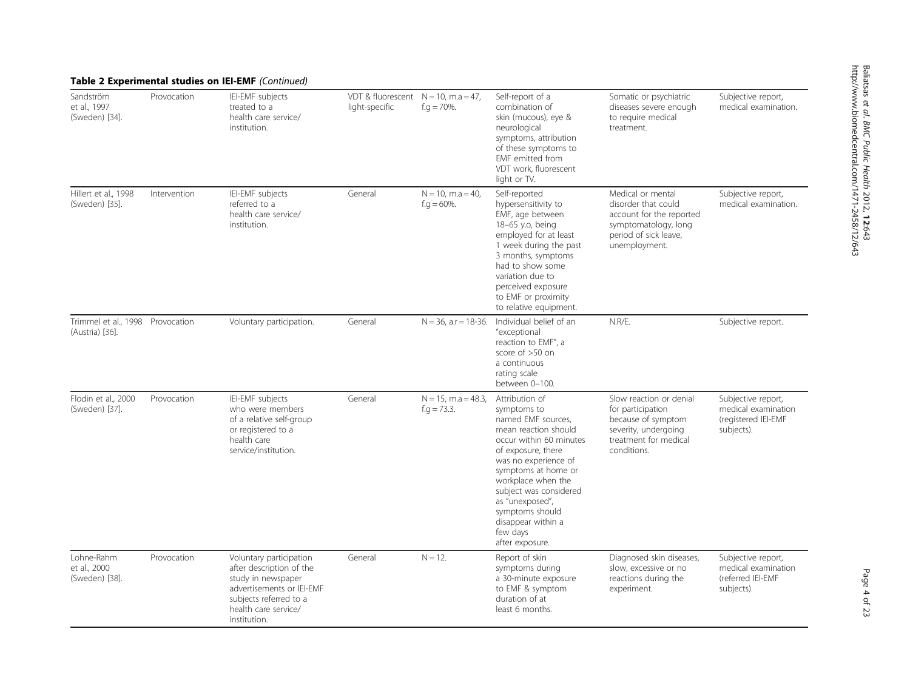**Table 2 Experimental studies on IEI-EMF** *(Continued)*

| | | | | | | | |
|---|---|---|---|---|---|---|---|
| Sandström et al., 1997 (Sweden) [34]. | Provocation | IEI-EMF subjects treated to a health care service/ institution. | VDT & fluorescent light-specific | N = 10, m.a = 47, f.g = 70%. | Self-report of a combination of skin (mucous), eye & neurological symptoms, attribution of these symptoms to EMF emitted from VDT work, fluorescent light or TV. | Somatic or psychiatric diseases severe enough to require medical treatment. | Subjective report, medical examination. |
| Hillert et al., 1998 (Sweden) [35]. | Intervention | IEI-EMF subjects referred to a health care service/ institution. | General | N = 10, m.a = 40, f.g = 60%. | Self-reported hypersensitivity to EMF, age between 18–65 y.o, being employed for at least 1 week during the past 3 months, symptoms had to show some variation due to perceived exposure to EMF or proximity to relative equipment. | Medical or mental disorder that could account for the reported symptomatology, long period of sick leave, unemployment. | Subjective report, medical examination. |
| Trimmel et al., 1998 (Austria) [36]. | Provocation | Voluntary participation. | General | N = 36, a.r = 18-36. | Individual belief of an "exceptional reaction to EMF", a score of >50 on a continuous rating scale between 0–100. | N.R/E. | Subjective report. |
| Flodin et al., 2000 (Sweden) [37]. | Provocation | IEI-EMF subjects who were members of a relative self-group or registered to a health care service/institution. | General | N = 15, m.a = 48.3, f.g = 73.3. | Attribution of symptoms to named EMF sources, mean reaction should occur within 60 minutes of exposure, there was no experience of symptoms at home or workplace when the subject was considered as "unexposed", symptoms should disappear within a few days after exposure. | Slow reaction or denial for participation because of symptom severity, undergoing treatment for medical conditions. | Subjective report, medical examination (registered IEI-EMF subjects). |
| Lohne-Rahm et al., 2000 (Sweden) [38]. | Provocation | Voluntary participation after description of the study in newspaper advertisements or IEI-EMF subjects referred to a health care service/ institution. | General | N = 12. | Report of skin symptoms during a 30-minute exposure to EMF & symptom duration of at least 6 months. | Diagnosed skin diseases, slow, excessive or no reactions during the experiment. | Subjective report, medical examination (referred IEI-EMF subjects). |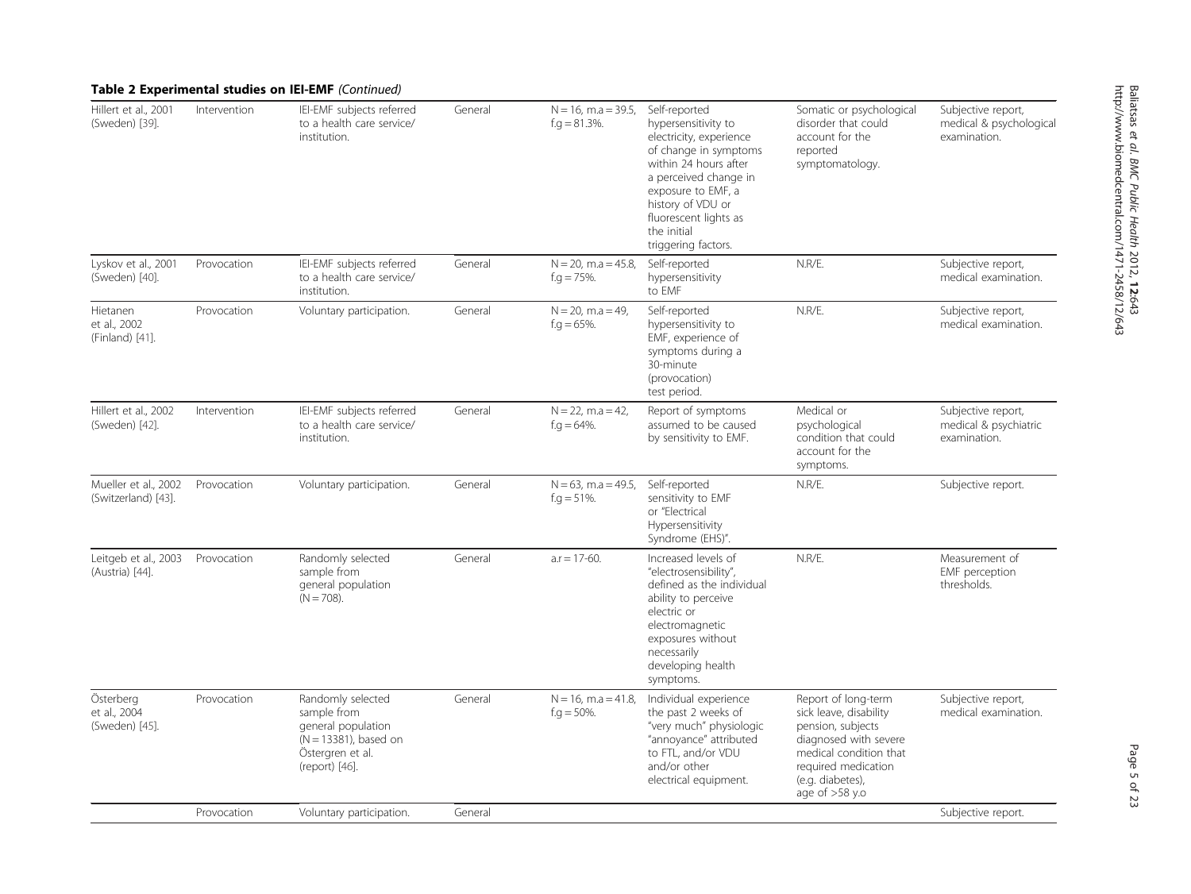**Table 2 Experimental studies on IEI-EMF** *(Continued)*

| | | | | | | | |
|---|---|---|---|---|---|---|---|
| Hillert et al., 2001 (Sweden) [39]. | Intervention | IEI-EMF subjects referred to a health care service/ institution. | General | N = 16, m.a = 39.5, f.g = 81.3%. | Self-reported hypersensitivity to electricity, experience of change in symptoms within 24 hours after a perceived change in exposure to EMF, a history of VDU or fluorescent lights as the initial triggering factors. | Somatic or psychological disorder that could account for the reported symptomatology. | Subjective report, medical & psychological examination. |
| Lyskov et al., 2001 (Sweden) [40]. | Provocation | IEI-EMF subjects referred to a health care service/ institution. | General | N = 20, m.a = 45.8, f.g = 75%. | Self-reported hypersensitivity to EMF | N.R/E. | Subjective report, medical examination. |
| Hietanen et al., 2002 (Finland) [41]. | Provocation | Voluntary participation. | General | N = 20, m.a = 49, f.g = 65%. | Self-reported hypersensitivity to EMF, experience of symptoms during a 30-minute (provocation) test period. | N.R/E. | Subjective report, medical examination. |
| Hillert et al., 2002 (Sweden) [42]. | Intervention | IEI-EMF subjects referred to a health care service/ institution. | General | N = 22, m.a = 42, f.g = 64%. | Report of symptoms assumed to be caused by sensitivity to EMF. | Medical or psychological condition that could account for the symptoms. | Subjective report, medical & psychiatric examination. |
| Mueller et al., 2002 (Switzerland) [43]. | Provocation | Voluntary participation. | General | N = 63, m.a = 49.5, f.g = 51%. | Self-reported sensitivity to EMF or "Electrical Hypersensitivity Syndrome (EHS)". | N.R/E. | Subjective report. |
| Leitgeb et al., 2003 (Austria) [44]. | Provocation | Randomly selected sample from general population (N = 708). | General | a.r = 17-60. | Increased levels of "electrosensibility", defined as the individual ability to perceive electric or electromagnetic exposures without necessarily developing health symptoms. | N.R/E. | Measurement of EMF perception thresholds. |
| Österberg et al., 2004 (Sweden) [45]. | Provocation | Randomly selected sample from general population (N = 13381), based on Östergren et al. (report) [46]. | General | N = 16, m.a = 41.8, f.g = 50%. | Individual experience the past 2 weeks of "very much" physiologic "annoyance" attributed to FTL, and/or VDU and/or other electrical equipment. | Report of long-term sick leave, disability pension, subjects diagnosed with severe medical condition that required medication (e.g. diabetes), age of >58 y.o | Subjective report, medical examination. |
| | Provocation | Voluntary participation. | General | | | | Subjective report. |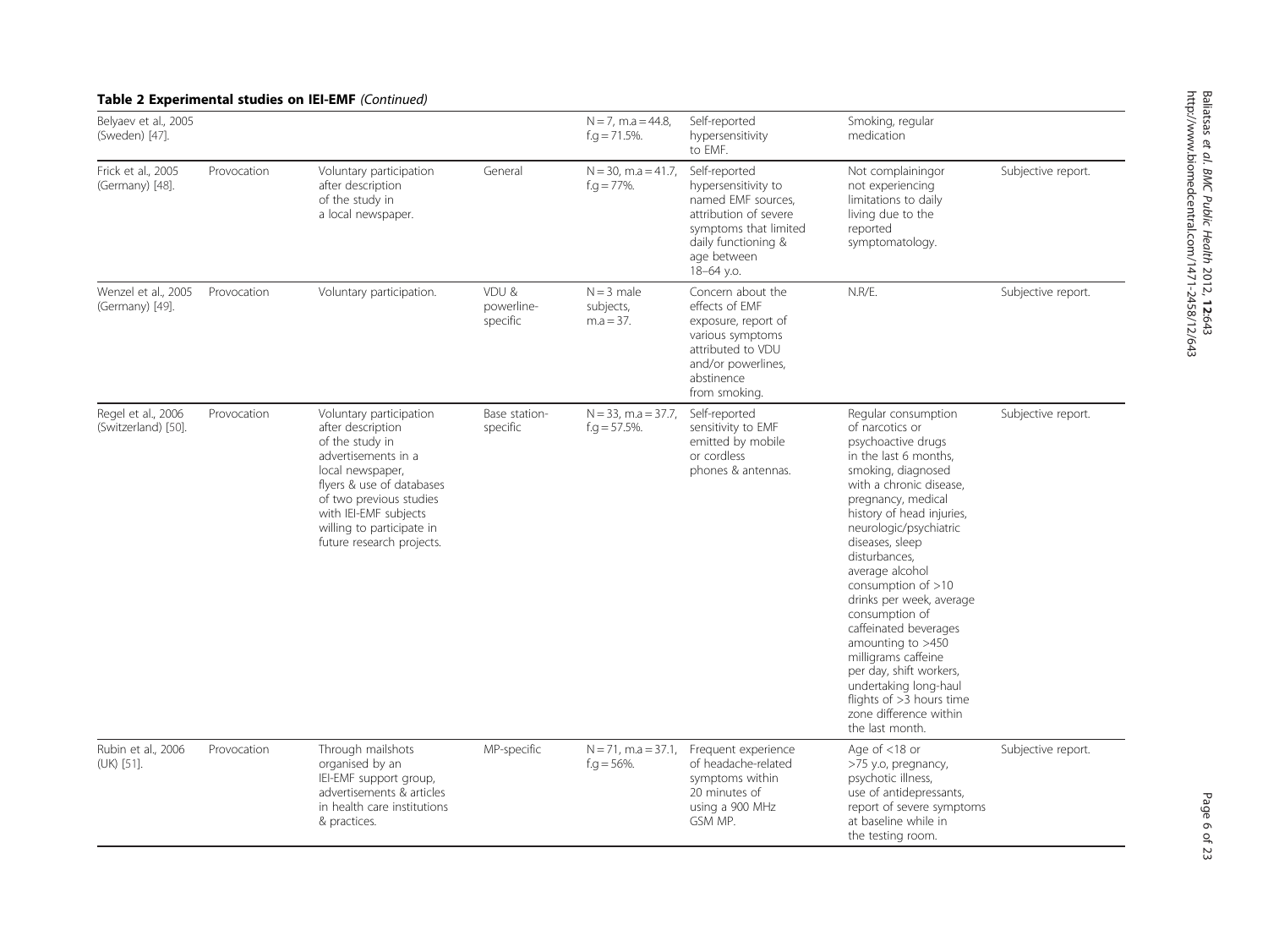**Table 2 Experimental studies on IEI-EMF** *(Continued)*

| | | | | | | | |
|---|---|---|---|---|---|---|---|
| Belyaev et al., 2005 (Sweden) [47]. | | | | N = 7, m.a = 44.8, f.g = 71.5%. | Self-reported hypersensitivity to EMF. | Smoking, regular medication | |
| Frick et al., 2005 (Germany) [48]. | Provocation | Voluntary participation after description of the study in a local newspaper. | General | N = 30, m.a = 41.7, f.g = 77%. | Self-reported hypersensitivity to named EMF sources, attribution of severe symptoms that limited daily functioning & age between 18–64 y.o. | Not complainingor not experiencing limitations to daily living due to the reported symptomatology. | Subjective report. |
| Wenzel et al., 2005 (Germany) [49]. | Provocation | Voluntary participation. | VDU & powerline-specific | N = 3 male subjects, m.a = 37. | Concern about the effects of EMF exposure, report of various symptoms attributed to VDU and/or powerlines, abstinence from smoking. | N.R/E. | Subjective report. |
| Regel et al., 2006 (Switzerland) [50]. | Provocation | Voluntary participation after description of the study in advertisements in a local newspaper, flyers & use of databases of two previous studies with IEI-EMF subjects willing to participate in future research projects. | Base station-specific | N = 33, m.a = 37.7, f.g = 57.5%. | Self-reported sensitivity to EMF emitted by mobile or cordless phones & antennas. | Regular consumption of narcotics or psychoactive drugs in the last 6 months, smoking, diagnosed with a chronic disease, pregnancy, medical history of head injuries, neurologic/psychiatric diseases, sleep disturbances, average alcohol consumption of >10 drinks per week, average consumption of caffeinated beverages amounting to >450 milligrams caffeine per day, shift workers, undertaking long-haul flights of >3 hours time zone difference within the last month. | Subjective report. |
| Rubin et al., 2006 (UK) [51]. | Provocation | Through mailshots organised by an IEI-EMF support group, advertisements & articles in health care institutions & practices. | MP-specific | N = 71, m.a = 37.1, f.g = 56%. | Frequent experience of headache-related symptoms within 20 minutes of using a 900 MHz GSM MP. | Age of <18 or >75 y.o, pregnancy, psychotic illness, use of antidepressants, report of severe symptoms at baseline while in the testing room. | Subjective report. |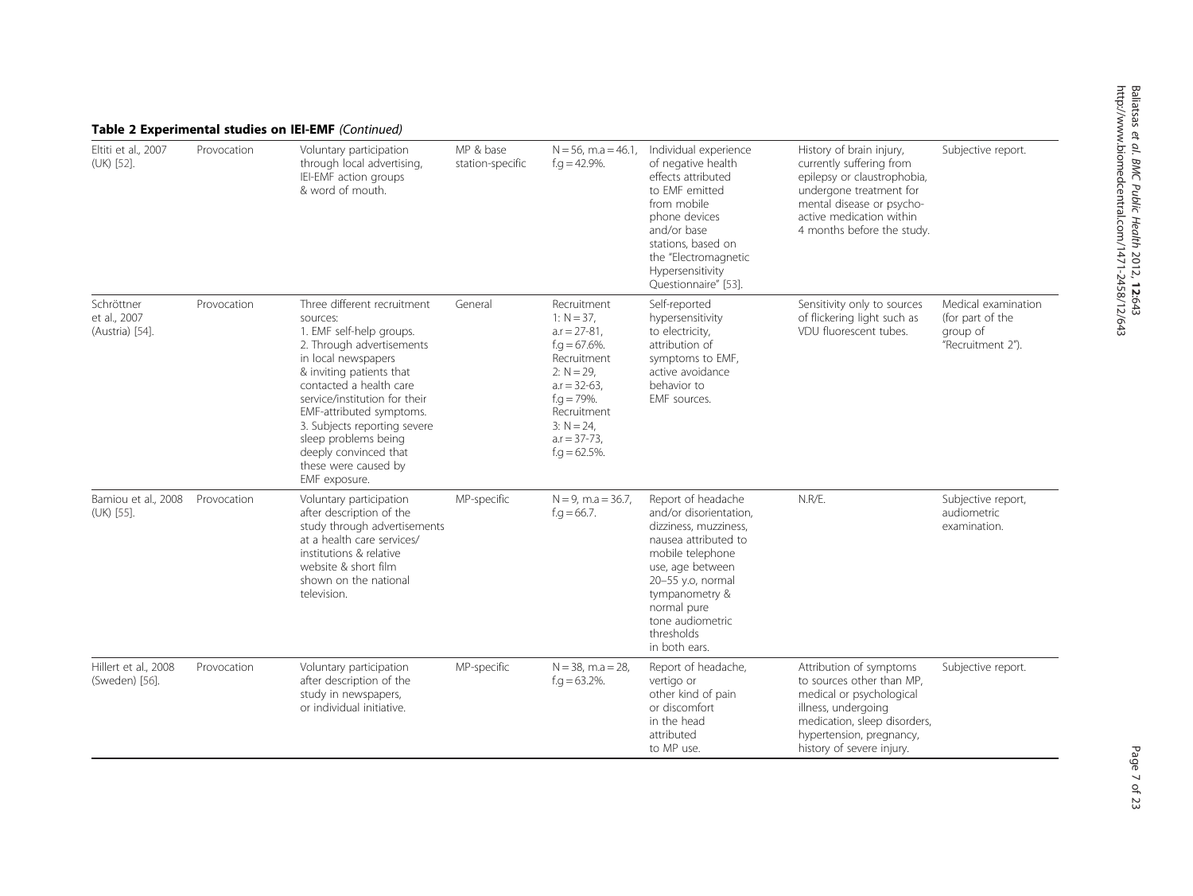**Table 2 Experimental studies on IEI-EMF** *(Continued)*

| | | | | | | | |
|---|---|---|---|---|---|---|---|
| Eltiti et al., 2007 (UK) [52]. | Provocation | Voluntary participation through local advertising, IEI-EMF action groups & word of mouth. | MP & base station-specific | N = 56, m.a = 46.1, f.g = 42.9%. | Individual experience of negative health effects attributed to EMF emitted from mobile phone devices and/or base stations, based on the "Electromagnetic Hypersensitivity Questionnaire" [53]. | History of brain injury, currently suffering from epilepsy or claustrophobia, undergone treatment for mental disease or psycho-active medication within 4 months before the study. | Subjective report. |
| Schröttner et al., 2007 (Austria) [54]. | Provocation | Three different recruitment sources: 1. EMF self-help groups. 2. Through advertisements in local newspapers & inviting patients that contacted a health care service/institution for their EMF-attributed symptoms. 3. Subjects reporting severe sleep problems being deeply convinced that these were caused by EMF exposure. | General | Recruitment 1: N = 37, a.r = 27-81, f.g = 67.6%. Recruitment 2: N = 29, a.r = 32-63, f.g = 79%. Recruitment 3: N = 24, a.r = 37-73, f.g = 62.5%. | Self-reported hypersensitivity to electricity, attribution of symptoms to EMF, active avoidance behavior to EMF sources. | Sensitivity only to sources of flickering light such as VDU fluorescent tubes. | Medical examination (for part of the group of "Recruitment 2"). |
| Bamiou et al., 2008 (UK) [55]. | Provocation | Voluntary participation after description of the study through advertisements at a health care services/ institutions & relative website & short film shown on the national television. | MP-specific | N = 9, m.a = 36.7, f.g = 66.7. | Report of headache and/or disorientation, dizziness, muzziness, nausea attributed to mobile telephone use, age between 20–55 y.o, normal tympanometry & normal pure tone audiometric thresholds in both ears. | N.R/E. | Subjective report, audiometric examination. |
| Hillert et al., 2008 (Sweden) [56]. | Provocation | Voluntary participation after description of the study in newspapers, or individual initiative. | MP-specific | N = 38, m.a = 28, f.g = 63.2%. | Report of headache, vertigo or other kind of pain or discomfort in the head attributed to MP use. | Attribution of symptoms to sources other than MP, medical or psychological illness, undergoing medication, sleep disorders, hypertension, pregnancy, history of severe injury. | Subjective report. |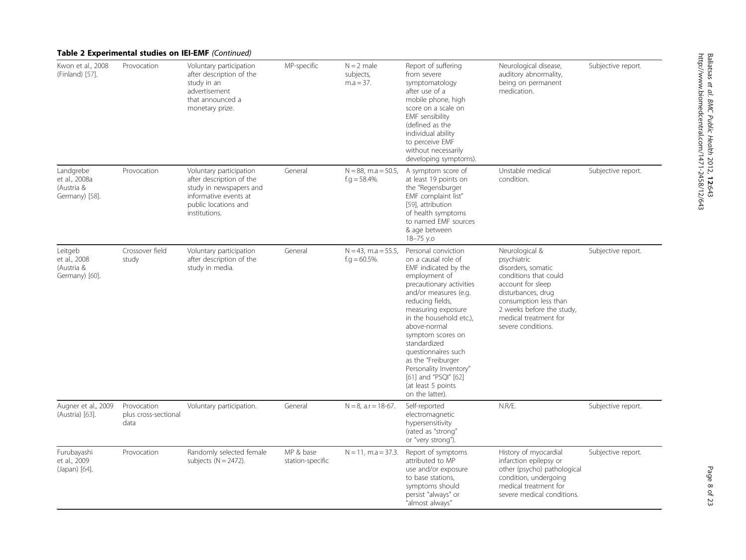**Table 2 Experimental studies on IEI-EMF** *(Continued)*

| | | | | | | | |
|---|---|---|---|---|---|---|---|
| Kwon et al., 2008 (Finland) [57]. | Provocation | Voluntary participation after description of the study in an advertisement that announced a monetary prize. | MP-specific | N = 2 male subjects, m.a = 37. | Report of suffering from severe symptomatology after use of a mobile phone, high score on a scale on EMF sensibility (defined as the individual ability to perceive EMF without necessarily developing symptoms). | Neurological disease, auditory abnormality, being on permanent medication. | Subjective report. |
| Landgrebe et al., 2008a (Austria & Germany) [58]. | Provocation | Voluntary participation after description of the study in newspapers and informative events at public locations and institutions. | General | N = 88, m.a = 50.5, f.g = 58.4%. | A symptom score of at least 19 points on the "Regensburger EMF complaint list" [59], attribution of health symptoms to named EMF sources & age between 18–75 y.o | Unstable medical condition. | Subjective report. |
| Leitgeb et al., 2008 (Austria & Germany) [60]. | Crossover field study | Voluntary participation after description of the study in media. | General | N = 43, m.a = 55.5, f.g = 60.5%. | Personal conviction on a causal role of EMF indicated by the employment of precautionary activities and/or measures (e.g. reducing fields, measuring exposure in the household etc.), above-normal symptom scores on standardized questionnaires such as the "Freiburger Personality Inventory" [61] and "PSQI" [62] (at least 5 points on the latter). | Neurological & psychiatric disorders, somatic conditions that could account for sleep disturbances, drug consumption less than 2 weeks before the study, medical treatment for severe conditions. | Subjective report. |
| Augner et al., 2009 (Austria) [63]. | Provocation plus cross-sectional data | Voluntary participation. | General | N = 8, a.r = 18-67. | Self-reported electromagnetic hypersensitivity (rated as "strong" or "very strong"). | N.R/E. | Subjective report. |
| Furubayashi et al., 2009 (Japan) [64]. | Provocation | Randomly selected female subjects (N = 2472). | MP & base station-specific | N = 11, m.a = 37.3. | Report of symptoms attributed to MP use and/or exposure to base stations, symptoms should persist "always" or "almost always" | History of myocardial infarction epilepsy or other (psycho) pathological condition, undergoing medical treatment for severe medical conditions. | Subjective report. |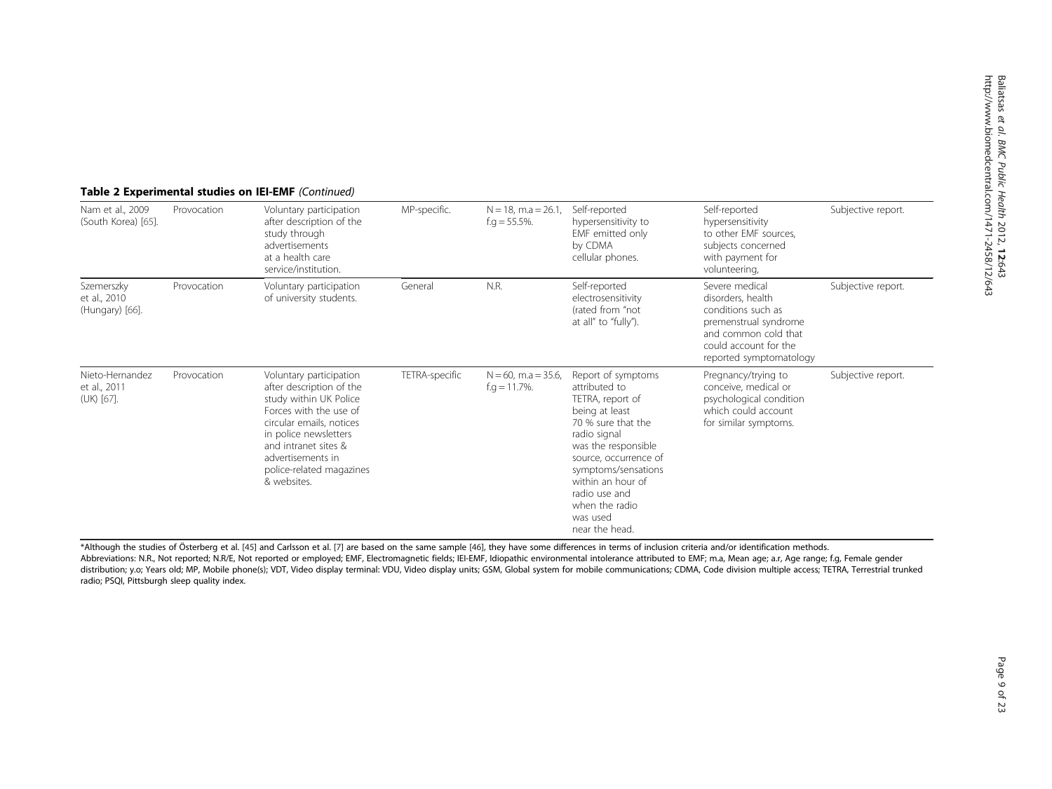**Table 2 Experimental studies on IEI-EMF** *(Continued)*

| | | | | | | | |
|---|---|---|---|---|---|---|---|
| Nam et al., 2009 (South Korea) [65]. | Provocation | Voluntary participation after description of the study through advertisements at a health care service/institution. | MP-specific. | N = 18, m.a = 26.1, f.g = 55.5%. | Self-reported hypersensitivity to EMF emitted only by CDMA cellular phones. | Self-reported hypersensitivity to other EMF sources, subjects concerned with payment for volunteering, | Subjective report. |
| Szemerszky et al., 2010 (Hungary) [66]. | Provocation | Voluntary participation of university students. | General | N.R. | Self-reported electrosensitivity (rated from "not at all" to "fully"). | Severe medical disorders, health conditions such as premenstrual syndrome and common cold that could account for the reported symptomatology | Subjective report. |
| Nieto-Hernandez et al., 2011 (UK) [67]. | Provocation | Voluntary participation after description of the study within UK Police Forces with the use of circular emails, notices in police newsletters and intranet sites & advertisements in police-related magazines & websites. | TETRA-specific | N = 60, m.a = 35.6, f.g = 11.7%. | Report of symptoms attributed to TETRA, report of being at least 70 % sure that the radio signal was the responsible source, occurrence of symptoms/sensations within an hour of radio use and when the radio was used near the head. | Pregnancy/trying to conceive, medical or psychological condition which could account for similar symptoms. | Subjective report. |

*Although the studies of Österberg et al. [45] and Carlsson et al. [7] are based on the same sample [46], they have some differences in terms of inclusion criteria and/or identification methods.
Abbreviations: N.R., Not reported; N.R/E, Not reported or employed; EMF, Electromagnetic fields; IEI-EMF, Idiopathic environmental intolerance attributed to EMF; m.a, Mean age; a.r, Age range; f.g, Female gender distribution; y.o; Years old; MP, Mobile phone(s); VDT, Video display terminal: VDU, Video display units; GSM, Global system for mobile communications; CDMA, Code division multiple access; TETRA, Terrestrial trunked radio; PSQI, Pittsburgh sleep quality index.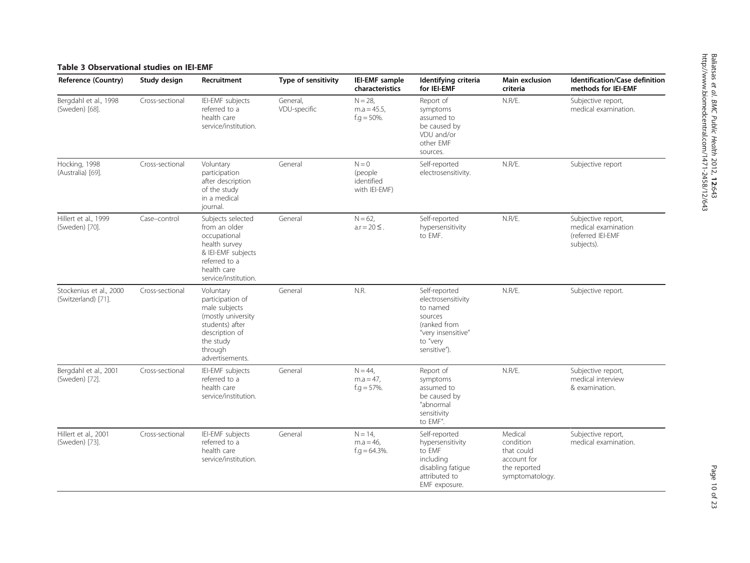**Table 3 Observational studies on IEI-EMF**

| Reference (Country) | Study design | Recruitment | Type of sensitivity | IEI-EMF sample characteristics | Identifying criteria for IEI-EMF | Main exclusion criteria | Identification/Case definition methods for IEI-EMF |
|---|---|---|---|---|---|---|---|
| Bergdahl et al., 1998 (Sweden) [68]. | Cross-sectional | IEI-EMF subjects referred to a health care service/institution. | General, VDU-specific | N = 28, m.a = 45.5, f.g = 50%. | Report of symptoms assumed to be caused by VDU and/or other EMF sources. | N.R/E. | Subjective report, medical examination. |
| Hocking, 1998 (Australia) [69]. | Cross-sectional | Voluntary participation after description of the study in a medical journal. | General | N = 0 (people identified with IEI-EMF) | Self-reported electrosensitivity. | N.R/E. | Subjective report |
| Hillert et al., 1999 (Sweden) [70]. | Case–control | Subjects selected from an older occupational health survey & IEI-EMF subjects referred to a health care service/institution. | General | N = 62, a.r = 20 ≤ . | Self-reported hypersensitivity to EMF. | N.R/E. | Subjective report, medical examination (referred IEI-EMF subjects). |
| Stockenius et al., 2000 (Switzerland) [71]. | Cross-sectional | Voluntary participation of male subjects (mostly university students) after description of the study through advertisements. | General | N.R. | Self-reported electrosensitivity to named sources (ranked from "very insensitive" to "very sensitive"). | N.R/E. | Subjective report. |
| Bergdahl et al., 2001 (Sweden) [72]. | Cross-sectional | IEI-EMF subjects referred to a health care service/institution. | General | N = 44, m.a = 47, f.g = 57%. | Report of symptoms assumed to be caused by "abnormal sensitivity to EMF". | N.R/E. | Subjective report, medical interview & examination. |
| Hillert et al., 2001 (Sweden) [73]. | Cross-sectional | IEI-EMF subjects referred to a health care service/institution. | General | N = 14, m.a = 46, f.g = 64.3%. | Self-reported hypersensitivity to EMF including disabling fatigue attributed to EMF exposure. | Medical condition that could account for the reported symptomatology. | Subjective report, medical examination. |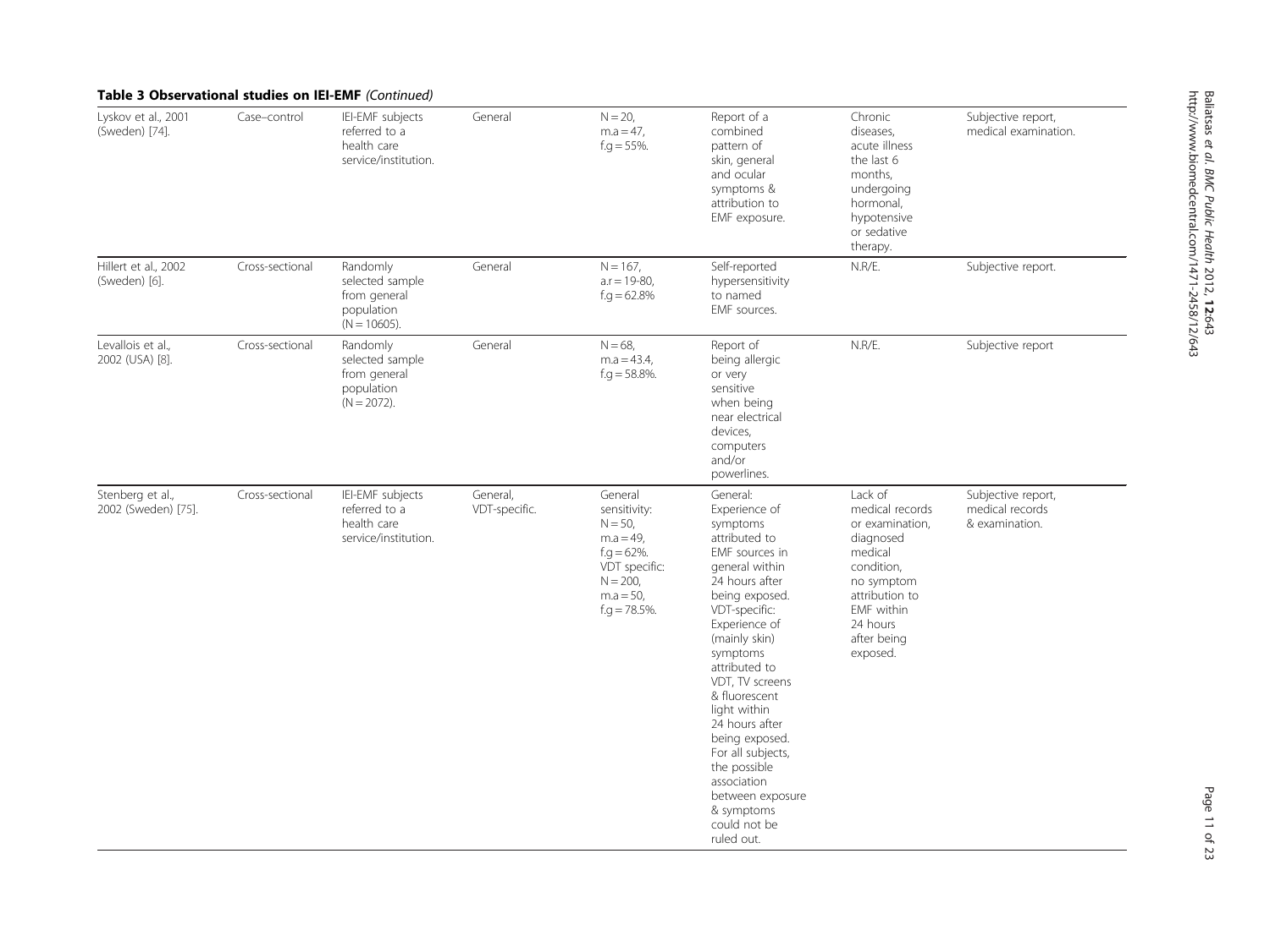**Table 3 Observational studies on IEI-EMF** *(Continued)*

| | | | | | | | |
|---|---|---|---|---|---|---|---|
| Lyskov et al., 2001 (Sweden) [74]. | Case–control | IEI-EMF subjects referred to a health care service/institution. | General | N = 20, m.a = 47, f.g = 55%. | Report of a combined pattern of skin, general and ocular symptoms & attribution to EMF exposure. | Chronic diseases, acute illness the last 6 months, undergoing hormonal, hypotensive or sedative therapy. | Subjective report, medical examination. |
| Hillert et al., 2002 (Sweden) [6]. | Cross-sectional | Randomly selected sample from general population (N = 10605). | General | N = 167, a.r = 19-80, f.g = 62.8% | Self-reported hypersensitivity to named EMF sources. | N.R/E. | Subjective report. |
| Levallois et al., 2002 (USA) [8]. | Cross-sectional | Randomly selected sample from general population (N = 2072). | General | N = 68, m.a = 43.4, f.g = 58.8%. | Report of being allergic or very sensitive when being near electrical devices, computers and/or powerlines. | N.R/E. | Subjective report |
| Stenberg et al., 2002 (Sweden) [75]. | Cross-sectional | IEI-EMF subjects referred to a health care service/institution. | General, VDT-specific. | General sensitivity: N = 50, m.a = 49, f.g = 62%. VDT specific: N = 200, m.a = 50, f.g = 78.5%. | General: Experience of symptoms attributed to EMF sources in general within 24 hours after being exposed. VDT-specific: Experience of (mainly skin) symptoms attributed to VDT, TV screens & fluorescent light within 24 hours after being exposed. For all subjects, the possible association between exposure & symptoms could not be ruled out. | Lack of medical records or examination, diagnosed medical condition, no symptom attribution to EMF within 24 hours after being exposed. | Subjective report, medical records & examination. |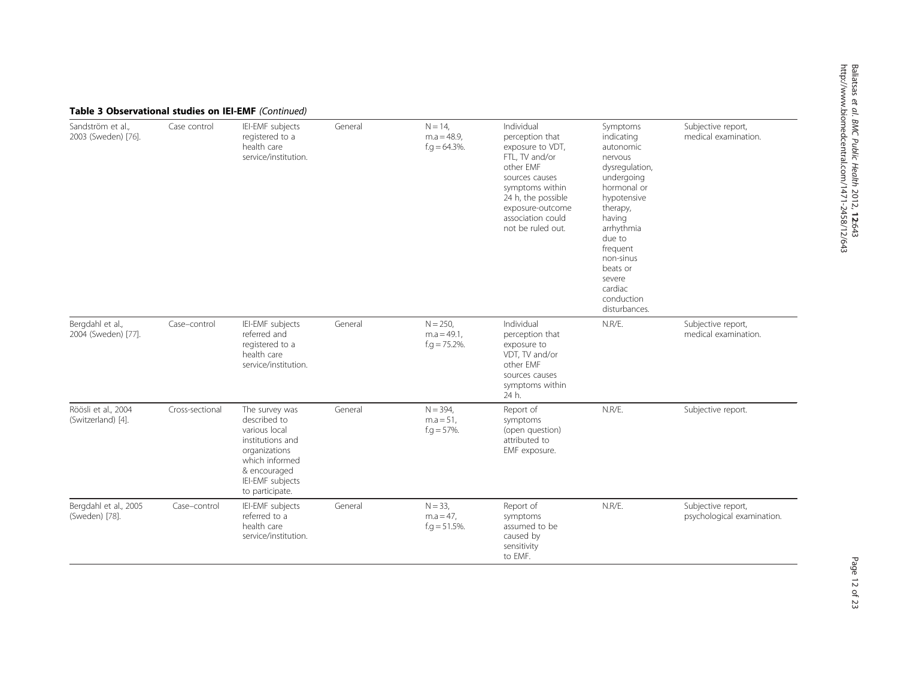**Table 3 Observational studies on IEI-EMF** *(Continued)*

| | | | | | | | |
|---|---|---|---|---|---|---|---|
| Sandström et al., 2003 (Sweden) [76]. | Case control | IEI-EMF subjects registered to a health care service/institution. | General | N = 14, m.a = 48.9, f.g = 64.3%. | Individual perception that exposure to VDT, FTL, TV and/or other EMF sources causes symptoms within 24 h, the possible exposure-outcome association could not be ruled out. | Symptoms indicating autonomic nervous dysregulation, undergoing hormonal or hypotensive therapy, having arrhythmia due to frequent non-sinus beats or severe cardiac conduction disturbances. | Subjective report, medical examination. |
| Bergdahl et al., 2004 (Sweden) [77]. | Case–control | IEI-EMF subjects referred and registered to a health care service/institution. | General | N = 250, m.a = 49.1, f.g = 75.2%. | Individual perception that exposure to VDT, TV and/or other EMF sources causes symptoms within 24 h. | N.R/E. | Subjective report, medical examination. |
| Röösli et al., 2004 (Switzerland) [4]. | Cross-sectional | The survey was described to various local institutions and organizations which informed & encouraged IEI-EMF subjects to participate. | General | N = 394, m.a = 51, f.g = 57%. | Report of symptoms (open question) attributed to EMF exposure. | N.R/E. | Subjective report. |
| Bergdahl et al., 2005 (Sweden) [78]. | Case–control | IEI-EMF subjects referred to a health care service/institution. | General | N = 33, m.a = 47, f.g = 51.5%. | Report of symptoms assumed to be caused by sensitivity to EMF. | N.R/E. | Subjective report, psychological examination. |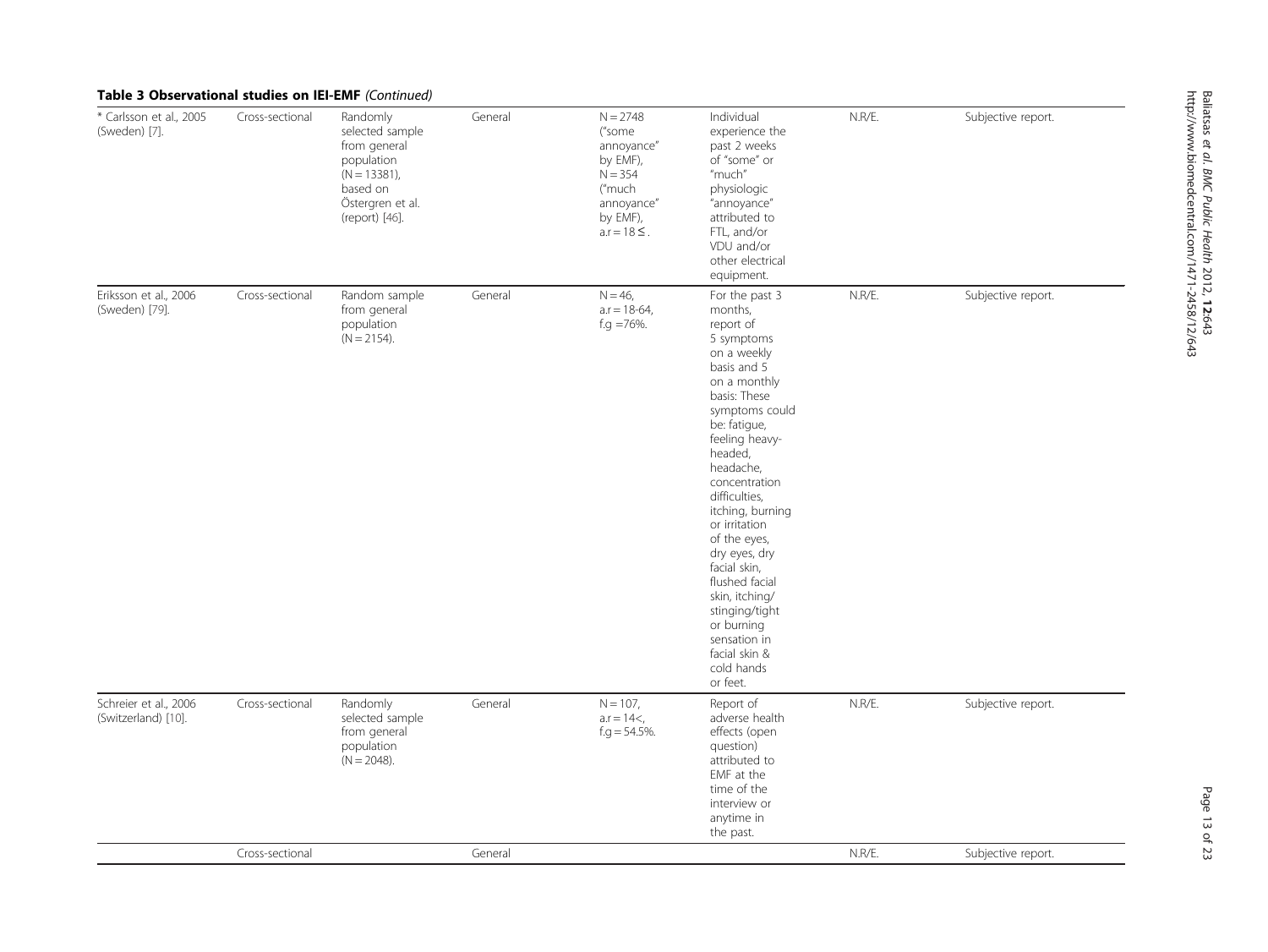**Table 3 Observational studies on IEI-EMF** *(Continued)*

| | | | | | | | |
|---|---|---|---|---|---|---|---|
| * Carlsson et al., 2005 (Sweden) [7]. | Cross-sectional | Randomly selected sample from general population (N = 13381), based on Östergren et al. (report) [46]. | General | N = 2748 ("some annoyance" by EMF), N = 354 ("much annoyance" by EMF), a.r = 18 ≤ . | Individual experience the past 2 weeks of "some" or "much" physiologic "annoyance" attributed to FTL, and/or VDU and/or other electrical equipment. | N.R/E. | Subjective report. |
| Eriksson et al., 2006 (Sweden) [79]. | Cross-sectional | Random sample from general population (N = 2154). | General | N = 46, a.r = 18-64, f.g =76%. | For the past 3 months, report of 5 symptoms on a weekly basis and 5 on a monthly basis: These symptoms could be: fatigue, feeling heavy-headed, headache, concentration difficulties, itching, burning or irritation of the eyes, dry eyes, dry facial skin, flushed facial skin, itching/stinging/tight or burning sensation in facial skin & cold hands or feet. | N.R/E. | Subjective report. |
| Schreier et al., 2006 (Switzerland) [10]. | Cross-sectional | Randomly selected sample from general population (N = 2048). | General | N = 107, a.r = 14<, f.g = 54.5%. | Report of adverse health effects (open question) attributed to EMF at the time of the interview or anytime in the past. | N.R/E. | Subjective report. |
| | Cross-sectional | | General | | | N.R/E. | Subjective report. |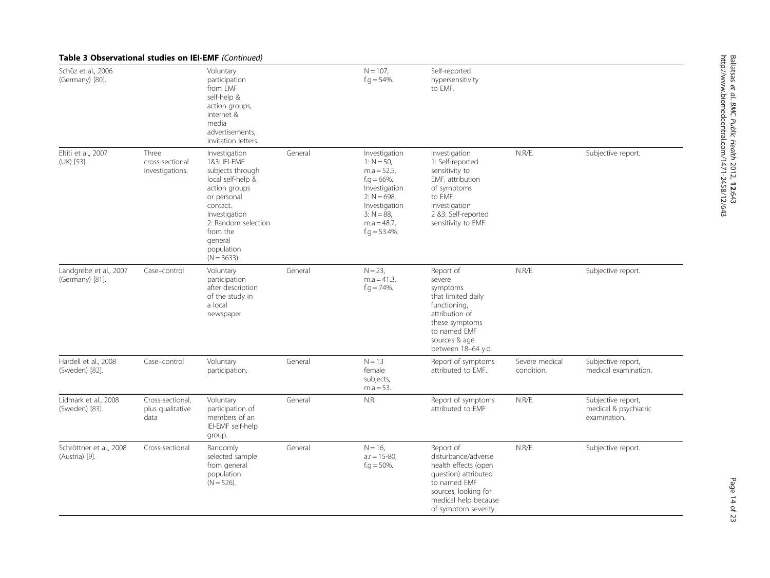**Table 3 Observational studies on IEI-EMF** *(Continued)*

| | | | | | | | |
|---|---|---|---|---|---|---|---|
| Schüz et al., 2006 (Germany) [80]. | | Voluntary participation from EMF self-help & action groups, internet & media advertisements, invitation letters. | | N = 107, f.g = 54%. | Self-reported hypersensitivity to EMF. | | |
| Eltiti et al., 2007 (UK) [53]. | Three cross-sectional investigations. | Investigation 1&3: IEI-EMF subjects through local self-help & action groups or personal contact. Investigation 2: Random selection from the general population (N = 3633) . | General | Investigation 1: N = 50, m.a = 52.5, f.g = 66%. Investigation 2: N = 698. Investigation 3: N = 88, m.a = 48.7, f.g = 53.4%. | Investigation 1: Self-reported sensitivity to EMF, attribution of symptoms to EMF. Investigation 2 &3: Self-reported sensitivity to EMF. | N.R/E. | Subjective report. |
| Landgrebe et al., 2007 (Germany) [81]. | Case–control | Voluntary participation after description of the study in a local newspaper. | General | N = 23, m.a = 41.3, f.g = 74%. | Report of severe symptoms that limited daily functioning, attribution of these symptoms to named EMF sources & age between 18–64 y.o. | N.R/E. | Subjective report. |
| Hardell et al., 2008 (Sweden) [82]. | Case–control | Voluntary participation. | General | N = 13 female subjects, m.a = 53. | Report of symptoms attributed to EMF. | Severe medical condition. | Subjective report, medical examination. |
| Lidmark et al., 2008 (Sweden) [83]. | Cross-sectional, plus qualitative data | Voluntary participation of members of an IEI-EMF self-help group. | General | N.R. | Report of symptoms attributed to EMF | N.R/E. | Subjective report, medical & psychiatric examination. |
| Schröttner et al., 2008 (Austria) [9]. | Cross-sectional | Randomly selected sample from general population (N = 526). | General | N = 16, a.r = 15-80, f.g = 50%. | Report of disturbance/adverse health effects (open question) attributed to named EMF sources, looking for medical help because of symptom severity. | N.R/E. | Subjective report. |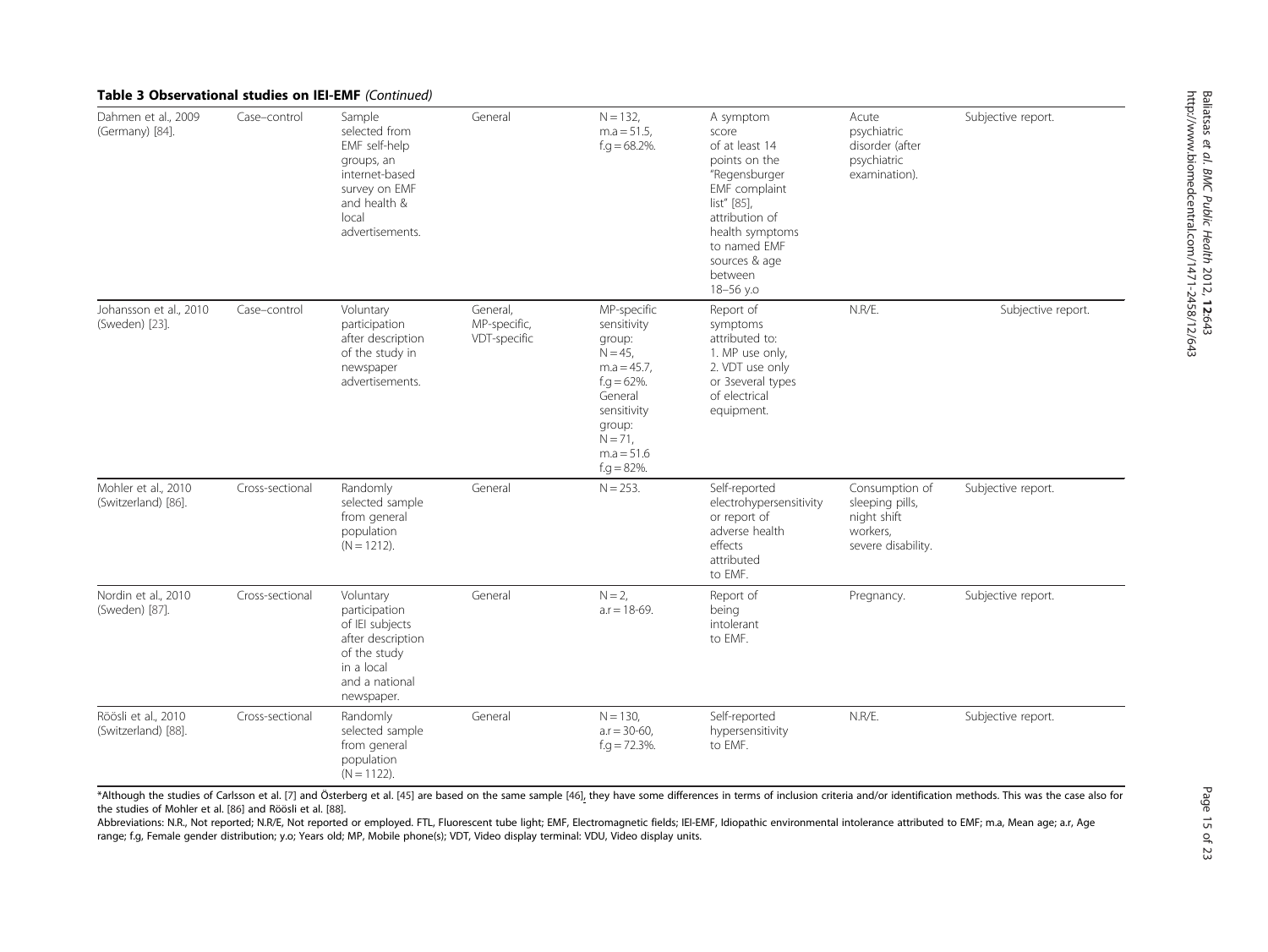**Table 3 Observational studies on IEI-EMF** *(Continued)*

| | | | | | | | |
|---|---|---|---|---|---|---|---|
| Dahmen et al., 2009 (Germany) [84]. | Case–control | Sample selected from EMF self-help groups, an internet-based survey on EMF and health & local advertisements. | General | N = 132, m.a = 51.5, f.g = 68.2%. | A symptom score of at least 14 points on the "Regensburger EMF complaint list" [85], attribution of health symptoms to named EMF sources & age between 18–56 y.o | Acute psychiatric disorder (after psychiatric examination). | Subjective report. |
| Johansson et al., 2010 (Sweden) [23]. | Case–control | Voluntary participation after description of the study in newspaper advertisements. | General, MP-specific, VDT-specific | MP-specific sensitivity group: N = 45, m.a = 45.7, f.g = 62%. General sensitivity group: N = 71, m.a = 51.6 f.g = 82%. | Report of symptoms attributed to: 1. MP use only, 2. VDT use only or 3several types of electrical equipment. | N.R/E. | Subjective report. |
| Mohler et al., 2010 (Switzerland) [86]. | Cross-sectional | Randomly selected sample from general population (N = 1212). | General | N = 253. | Self-reported electrohypersensitivity or report of adverse health effects attributed to EMF. | Consumption of sleeping pills, night shift workers, severe disability. | Subjective report. |
| Nordin et al., 2010 (Sweden) [87]. | Cross-sectional | Voluntary participation of IEI subjects after description of the study in a local and a national newspaper. | General | N = 2, a.r = 18-69. | Report of being intolerant to EMF. | Pregnancy. | Subjective report. |
| Röösli et al., 2010 (Switzerland) [88]. | Cross-sectional | Randomly selected sample from general population (N = 1122). | General | N = 130, a.r = 30-60, f.g = 72.3%. | Self-reported hypersensitivity to EMF. | N.R/E. | Subjective report. |

*Although the studies of Carlsson et al. [7] and Österberg et al. [45] are based on the same sample [46], they have some differences in terms of inclusion criteria and/or identification methods. This was the case also for the studies of Mohler et al. [86] and Röösli et al. [88].

Abbreviations: N.R., Not reported; N.R/E, Not reported or employed. FTL, Fluorescent tube light; EMF, Electromagnetic fields; IEI-EMF, Idiopathic environmental intolerance attributed to EMF; m.a, Mean age; a.r, Age range; f.g, Female gender distribution; y.o; Years old; MP, Mobile phone(s); VDT, Video display terminal: VDU, Video display units.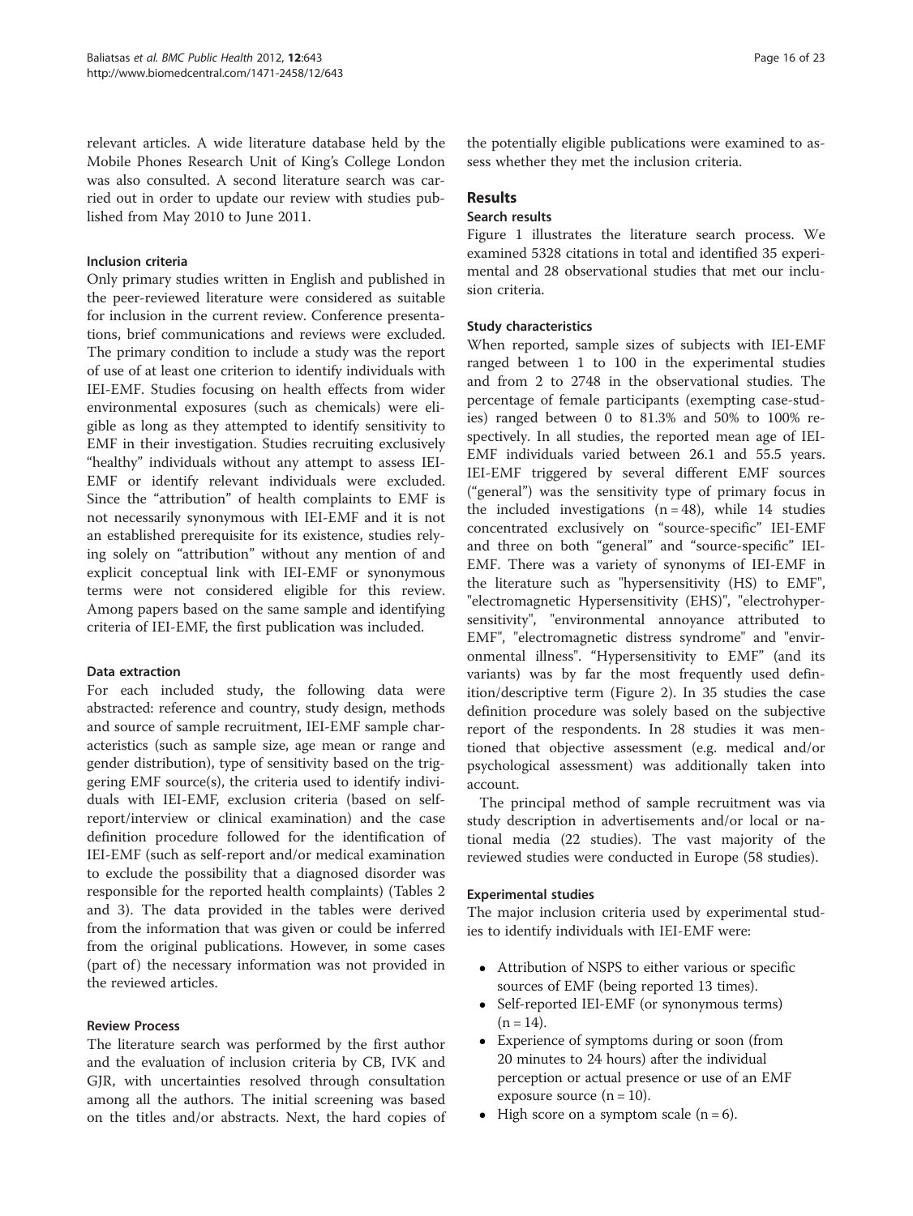relevant articles. A wide literature database held by the Mobile Phones Research Unit of King's College London was also consulted. A second literature search was carried out in order to update our review with studies published from May 2010 to June 2011.

### Inclusion criteria

Only primary studies written in English and published in the peer-reviewed literature were considered as suitable for inclusion in the current review. Conference presentations, brief communications and reviews were excluded. The primary condition to include a study was the report of use of at least one criterion to identify individuals with IEI-EMF. Studies focusing on health effects from wider environmental exposures (such as chemicals) were eligible as long as they attempted to identify sensitivity to EMF in their investigation. Studies recruiting exclusively "healthy" individuals without any attempt to assess IEI-EMF or identify relevant individuals were excluded. Since the "attribution" of health complaints to EMF is not necessarily synonymous with IEI-EMF and it is not an established prerequisite for its existence, studies relying solely on "attribution" without any mention of and explicit conceptual link with IEI-EMF or synonymous terms were not considered eligible for this review. Among papers based on the same sample and identifying criteria of IEI-EMF, the first publication was included.

### Data extraction

For each included study, the following data were abstracted: reference and country, study design, methods and source of sample recruitment, IEI-EMF sample characteristics (such as sample size, age mean or range and gender distribution), type of sensitivity based on the triggering EMF source(s), the criteria used to identify individuals with IEI-EMF, exclusion criteria (based on self-report/interview or clinical examination) and the case definition procedure followed for the identification of IEI-EMF (such as self-report and/or medical examination to exclude the possibility that a diagnosed disorder was responsible for the reported health complaints) (Tables 2 and 3). The data provided in the tables were derived from the information that was given or could be inferred from the original publications. However, in some cases (part of) the necessary information was not provided in the reviewed articles.

### Review Process

The literature search was performed by the first author and the evaluation of inclusion criteria by CB, IVK and GJR, with uncertainties resolved through consultation among all the authors. The initial screening was based on the titles and/or abstracts. Next, the hard copies of the potentially eligible publications were examined to assess whether they met the inclusion criteria.

## Results

### Search results

Figure 1 illustrates the literature search process. We examined 5328 citations in total and identified 35 experimental and 28 observational studies that met our inclusion criteria.

### Study characteristics

When reported, sample sizes of subjects with IEI-EMF ranged between 1 to 100 in the experimental studies and from 2 to 2748 in the observational studies. The percentage of female participants (exempting case-studies) ranged between 0 to 81.3% and 50% to 100% respectively. In all studies, the reported mean age of IEI-EMF individuals varied between 26.1 and 55.5 years. IEI-EMF triggered by several different EMF sources ("general") was the sensitivity type of primary focus in the included investigations (n = 48), while 14 studies concentrated exclusively on "source-specific" IEI-EMF and three on both "general" and "source-specific" IEI-EMF. There was a variety of synonyms of IEI-EMF in the literature such as "hypersensitivity (HS) to EMF", "electromagnetic Hypersensitivity (EHS)", "electrohypersensitivity", "environmental annoyance attributed to EMF", "electromagnetic distress syndrome" and "environmental illness". "Hypersensitivity to EMF" (and its variants) was by far the most frequently used definition/descriptive term (Figure 2). In 35 studies the case definition procedure was solely based on the subjective report of the respondents. In 28 studies it was mentioned that objective assessment (e.g. medical and/or psychological assessment) was additionally taken into account.

The principal method of sample recruitment was via study description in advertisements and/or local or national media (22 studies). The vast majority of the reviewed studies were conducted in Europe (58 studies).

### Experimental studies

The major inclusion criteria used by experimental studies to identify individuals with IEI-EMF were:

- Attribution of NSPS to either various or specific sources of EMF (being reported 13 times).
- Self-reported IEI-EMF (or synonymous terms) (n = 14).
- Experience of symptoms during or soon (from 20 minutes to 24 hours) after the individual perception or actual presence or use of an EMF exposure source (n = 10).
- High score on a symptom scale (n = 6).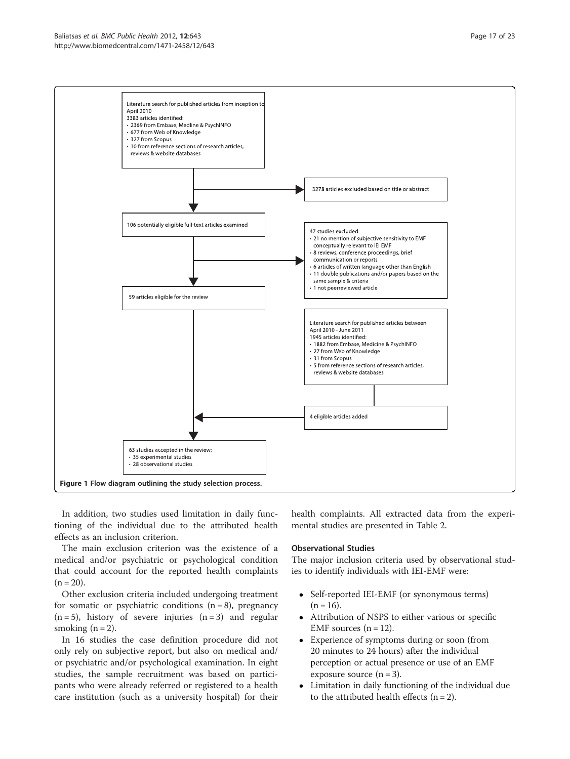Literature search for published articles from inception to April 2010
3383 articles identified:
- 2369 from Embase, Medline & PsychINFO
- 677 from Web of Knowledge
- 327 from Scopus
- 10 from reference sections of research articles, reviews & website databases

3278 articles excluded based on title or abstract

106 potentially eligible full-text articles examined

47 studies excluded:
- 21 no mention of subjective sensitivity to EMF conceptually relevant to IEI EMF
- 8 reviews, conference proceedings, brief communication or reports
- 6 articles of written language other than English
- 11 double publications and/or papers based on the same sample & criteria
- 1 not peerreviewed article

59 articles eligible for the review

Literature search for published articles between April 2010 - June 2011
1945 articles identified:
- 1882 from Embase, Medicine & PsychINFO
- 27 from Web of Knowledge
- 31 from Scopus
- 5 from reference sections of research articles, reviews & website databases

4 eligible articles added

63 studies accepted in the review:
- 35 experimental studies
- 28 observational studies

**Figure 1** Flow diagram outlining the study selection process.

In addition, two studies used limitation in daily functioning of the individual due to the attributed health effects as an inclusion criterion.

The main exclusion criterion was the existence of a medical and/or psychiatric or psychological condition that could account for the reported health complaints (n = 20).

Other exclusion criteria included undergoing treatment for somatic or psychiatric conditions (n = 8), pregnancy (n = 5), history of severe injuries (n = 3) and regular smoking (n = 2).

In 16 studies the case definition procedure did not only rely on subjective report, but also on medical and/or psychiatric and/or psychological examination. In eight studies, the sample recruitment was based on participants who were already referred or registered to a health care institution (such as a university hospital) for their health complaints. All extracted data from the experimental studies are presented in Table 2.

### Observational Studies

The major inclusion criteria used by observational studies to identify individuals with IEI-EMF were:

- Self-reported IEI-EMF (or synonymous terms) (n = 16).
- Attribution of NSPS to either various or specific EMF sources (n = 12).
- Experience of symptoms during or soon (from 20 minutes to 24 hours) after the individual perception or actual presence or use of an EMF exposure source (n = 3).
- Limitation in daily functioning of the individual due to the attributed health effects (n = 2).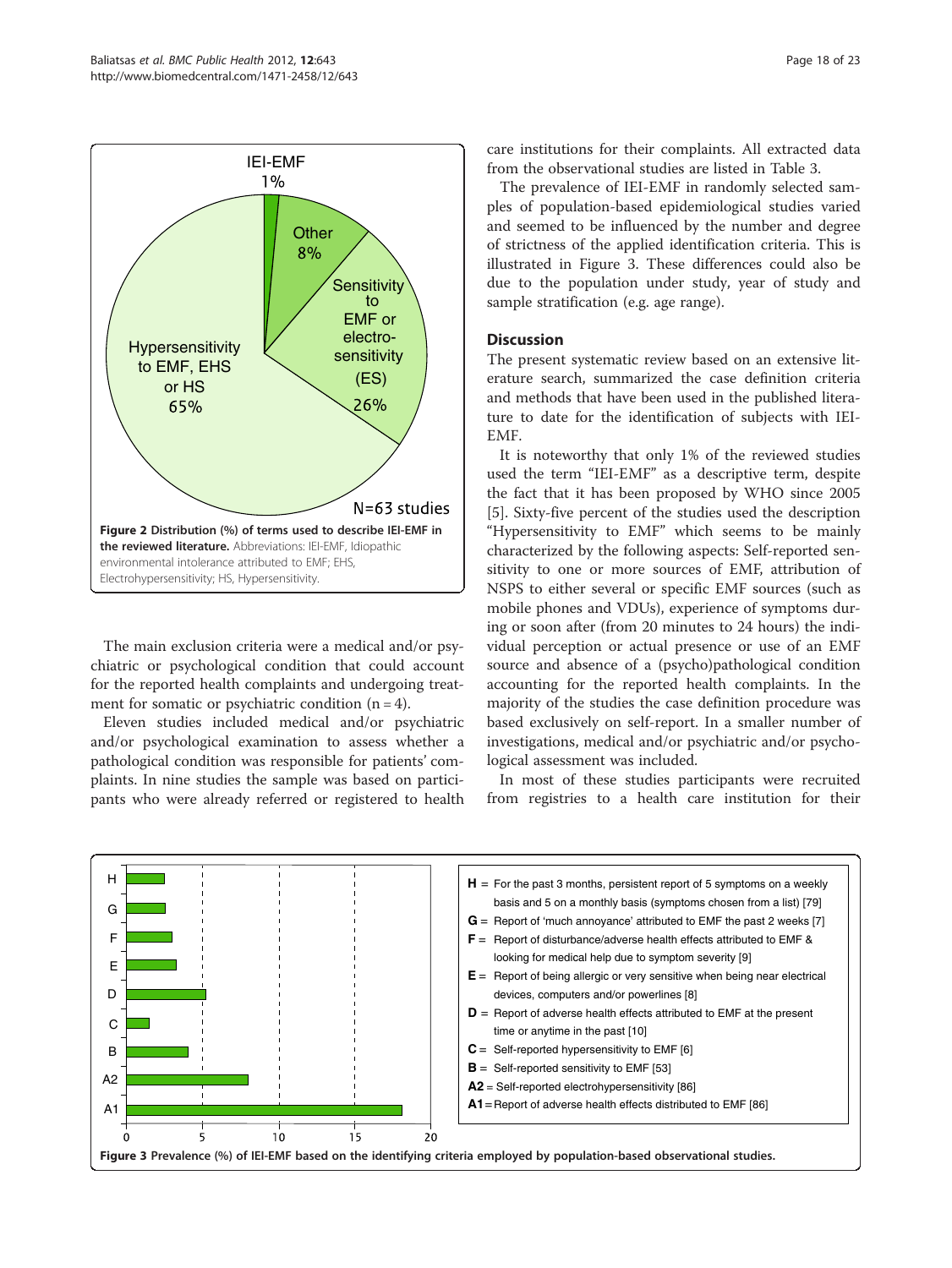**Figure 2 Distribution (%) of terms used to describe IEI-EMF in the reviewed literature.** Abbreviations: IEI-EMF, Idiopathic environmental intolerance attributed to EMF; EHS, Electrohypersensitivity; HS, Hypersensitivity.

The main exclusion criteria were a medical and/or psychiatric or psychological condition that could account for the reported health complaints and undergoing treatment for somatic or psychiatric condition (n = 4).

Eleven studies included medical and/or psychiatric and/or psychological examination to assess whether a pathological condition was responsible for patients' complaints. In nine studies the sample was based on participants who were already referred or registered to health care institutions for their complaints. All extracted data from the observational studies are listed in Table 3.

The prevalence of IEI-EMF in randomly selected samples of population-based epidemiological studies varied and seemed to be influenced by the number and degree of strictness of the applied identification criteria. This is illustrated in Figure 3. These differences could also be due to the population under study, year of study and sample stratification (e.g. age range).

## Discussion

The present systematic review based on an extensive literature search, summarized the case definition criteria and methods that have been used in the published literature to date for the identification of subjects with IEI-EMF.

It is noteworthy that only 1% of the reviewed studies used the term "IEI-EMF" as a descriptive term, despite the fact that it has been proposed by WHO since 2005 [5]. Sixty-five percent of the studies used the description "Hypersensitivity to EMF" which seems to be mainly characterized by the following aspects: Self-reported sensitivity to one or more sources of EMF, attribution of NSPS to either several or specific EMF sources (such as mobile phones and VDUs), experience of symptoms during or soon after (from 20 minutes to 24 hours) the individual perception or actual presence or use of an EMF source and absence of a (psycho)pathological condition accounting for the reported health complaints. In the majority of the studies the case definition procedure was based exclusively on self-report. In a smaller number of investigations, medical and/or psychiatric and/or psychological assessment was included.

In most of these studies participants were recruited from registries to a health care institution for their

**Figure 3 Prevalence (%) of IEI-EMF based on the identifying criteria employed by population-based observational studies.**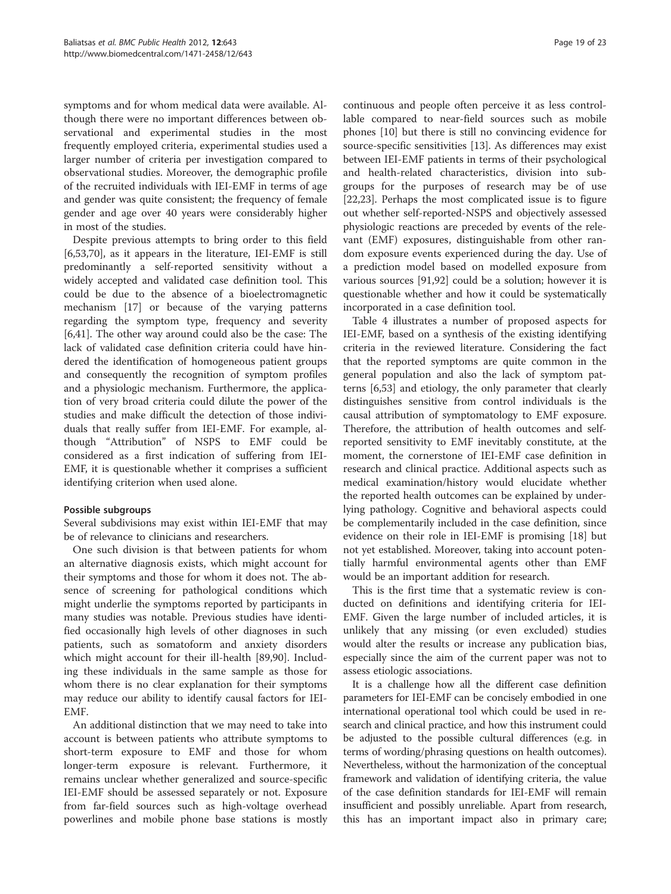symptoms and for whom medical data were available. Although there were no important differences between observational and experimental studies in the most frequently employed criteria, experimental studies used a larger number of criteria per investigation compared to observational studies. Moreover, the demographic profile of the recruited individuals with IEI-EMF in terms of age and gender was quite consistent; the frequency of female gender and age over 40 years were considerably higher in most of the studies.

Despite previous attempts to bring order to this field [6,53,70], as it appears in the literature, IEI-EMF is still predominantly a self-reported sensitivity without a widely accepted and validated case definition tool. This could be due to the absence of a bioelectromagnetic mechanism [17] or because of the varying patterns regarding the symptom type, frequency and severity [6,41]. The other way around could also be the case: The lack of validated case definition criteria could have hindered the identification of homogeneous patient groups and consequently the recognition of symptom profiles and a physiologic mechanism. Furthermore, the application of very broad criteria could dilute the power of the studies and make difficult the detection of those individuals that really suffer from IEI-EMF. For example, although "Attribution" of NSPS to EMF could be considered as a first indication of suffering from IEI-EMF, it is questionable whether it comprises a sufficient identifying criterion when used alone.

#### Possible subgroups

Several subdivisions may exist within IEI-EMF that may be of relevance to clinicians and researchers.

One such division is that between patients for whom an alternative diagnosis exists, which might account for their symptoms and those for whom it does not. The absence of screening for pathological conditions which might underlie the symptoms reported by participants in many studies was notable. Previous studies have identified occasionally high levels of other diagnoses in such patients, such as somatoform and anxiety disorders which might account for their ill-health [89,90]. Including these individuals in the same sample as those for whom there is no clear explanation for their symptoms may reduce our ability to identify causal factors for IEI-EMF.

An additional distinction that we may need to take into account is between patients who attribute symptoms to short-term exposure to EMF and those for whom longer-term exposure is relevant. Furthermore, it remains unclear whether generalized and source-specific IEI-EMF should be assessed separately or not. Exposure from far-field sources such as high-voltage overhead powerlines and mobile phone base stations is mostly continuous and people often perceive it as less controllable compared to near-field sources such as mobile phones [10] but there is still no convincing evidence for source-specific sensitivities [13]. As differences may exist between IEI-EMF patients in terms of their psychological and health-related characteristics, division into subgroups for the purposes of research may be of use [22,23]. Perhaps the most complicated issue is to figure out whether self-reported-NSPS and objectively assessed physiologic reactions are preceded by events of the relevant (EMF) exposures, distinguishable from other random exposure events experienced during the day. Use of a prediction model based on modelled exposure from various sources [91,92] could be a solution; however it is questionable whether and how it could be systematically incorporated in a case definition tool.

Table 4 illustrates a number of proposed aspects for IEI-EMF, based on a synthesis of the existing identifying criteria in the reviewed literature. Considering the fact that the reported symptoms are quite common in the general population and also the lack of symptom patterns [6,53] and etiology, the only parameter that clearly distinguishes sensitive from control individuals is the causal attribution of symptomatology to EMF exposure. Therefore, the attribution of health outcomes and self-reported sensitivity to EMF inevitably constitute, at the moment, the cornerstone of IEI-EMF case definition in research and clinical practice. Additional aspects such as medical examination/history would elucidate whether the reported health outcomes can be explained by underlying pathology. Cognitive and behavioral aspects could be complementarily included in the case definition, since evidence on their role in IEI-EMF is promising [18] but not yet established. Moreover, taking into account potentially harmful environmental agents other than EMF would be an important addition for research.

This is the first time that a systematic review is conducted on definitions and identifying criteria for IEI-EMF. Given the large number of included articles, it is unlikely that any missing (or even excluded) studies would alter the results or increase any publication bias, especially since the aim of the current paper was not to assess etiologic associations.

It is a challenge how all the different case definition parameters for IEI-EMF can be concisely embodied in one international operational tool which could be used in research and clinical practice, and how this instrument could be adjusted to the possible cultural differences (e.g. in terms of wording/phrasing questions on health outcomes). Nevertheless, without the harmonization of the conceptual framework and validation of identifying criteria, the value of the case definition standards for IEI-EMF will remain insufficient and possibly unreliable. Apart from research, this has an important impact also in primary care;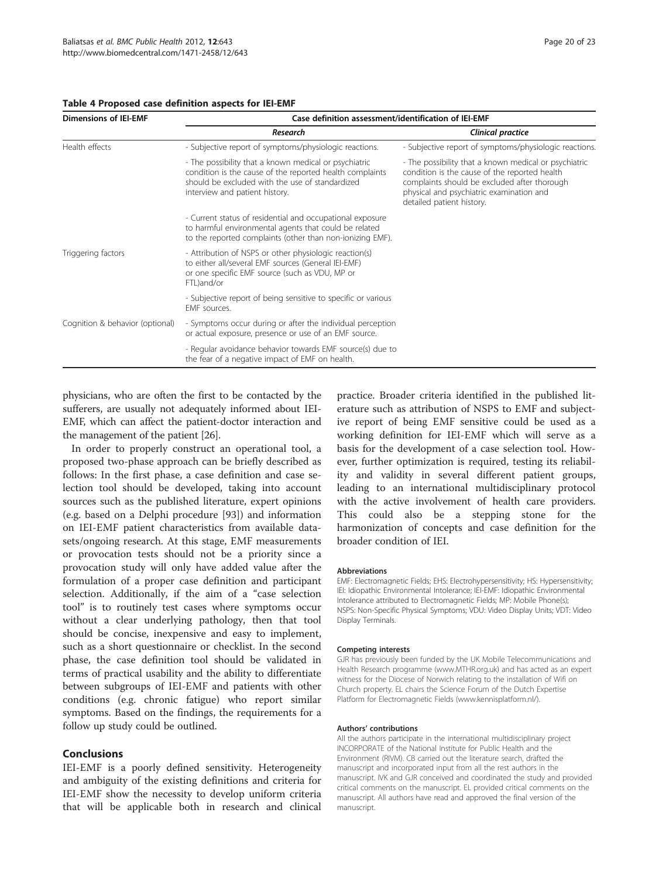**Table 4 Proposed case definition aspects for IEI-EMF**

| Dimensions of IEI-EMF | Case definition assessment/identification of IEI-EMF | |
|---|---|---|
| | ***Research*** | ***Clinical practice*** |
| Health effects | - Subjective report of symptoms/physiologic reactions. | - Subjective report of symptoms/physiologic reactions. |
| | - The possibility that a known medical or psychiatric condition is the cause of the reported health complaints should be excluded with the use of standardized interview and patient history. | - The possibility that a known medical or psychiatric condition is the cause of the reported health complaints should be excluded after thorough physical and psychiatric examination and detailed patient history. |
| | - Current status of residential and occupational exposure to harmful environmental agents that could be related to the reported complaints (other than non-ionizing EMF). | |
| Triggering factors | - Attribution of NSPS or other physiologic reaction(s) to either all/several EMF sources (General IEI-EMF) or one specific EMF source (such as VDU, MP or FTL)and/or | |
| | - Subjective report of being sensitive to specific or various EMF sources. | |
| Cognition & behavior (optional) | - Symptoms occur during or after the individual perception or actual exposure, presence or use of an EMF source. | |
| | - Regular avoidance behavior towards EMF source(s) due to the fear of a negative impact of EMF on health. | |

physicians, who are often the first to be contacted by the sufferers, are usually not adequately informed about IEI-EMF, which can affect the patient-doctor interaction and the management of the patient [26].

In order to properly construct an operational tool, a proposed two-phase approach can be briefly described as follows: In the first phase, a case definition and case selection tool should be developed, taking into account sources such as the published literature, expert opinions (e.g. based on a Delphi procedure [93]) and information on IEI-EMF patient characteristics from available datasets/ongoing research. At this stage, EMF measurements or provocation tests should not be a priority since a provocation study will only have added value after the formulation of a proper case definition and participant selection. Additionally, if the aim of a "case selection tool" is to routinely test cases where symptoms occur without a clear underlying pathology, then that tool should be concise, inexpensive and easy to implement, such as a short questionnaire or checklist. In the second phase, the case definition tool should be validated in terms of practical usability and the ability to differentiate between subgroups of IEI-EMF and patients with other conditions (e.g. chronic fatigue) who report similar symptoms. Based on the findings, the requirements for a follow up study could be outlined.

## Conclusions

IEI-EMF is a poorly defined sensitivity. Heterogeneity and ambiguity of the existing definitions and criteria for IEI-EMF show the necessity to develop uniform criteria that will be applicable both in research and clinical practice. Broader criteria identified in the published literature such as attribution of NSPS to EMF and subjective report of being EMF sensitive could be used as a working definition for IEI-EMF which will serve as a basis for the development of a case selection tool. However, further optimization is required, testing its reliability and validity in several different patient groups, leading to an international multidisciplinary protocol with the active involvement of health care providers. This could also be a stepping stone for the harmonization of concepts and case definition for the broader condition of IEI.

#### Abbreviations

EMF: Electromagnetic Fields; EHS: Electrohypersensitivity; HS: Hypersensitivity; IEI: Idiopathic Environmental Intolerance; IEI-EMF: Idiopathic Environmental Intolerance attributed to Electromagnetic Fields; MP: Mobile Phone(s); NSPS: Non-Specific Physical Symptoms; VDU: Video Display Units; VDT: Video Display Terminals.

#### Competing interests

GJR has previously been funded by the UK Mobile Telecommunications and Health Research programme (www.MTHR.org.uk) and has acted as an expert witness for the Diocese of Norwich relating to the installation of Wifi on Church property. EL chairs the Science Forum of the Dutch Expertise Platform for Electromagnetic Fields (www.kennisplatform.nl/).

#### Authors' contributions

All the authors participate in the international multidisciplinary project INCORPORATE of the National Institute for Public Health and the Environment (RIVM). CB carried out the literature search, drafted the manuscript and incorporated input from all the rest authors in the manuscript. IVK and GJR conceived and coordinated the study and provided critical comments on the manuscript. EL provided critical comments on the manuscript. All authors have read and approved the final version of the manuscript.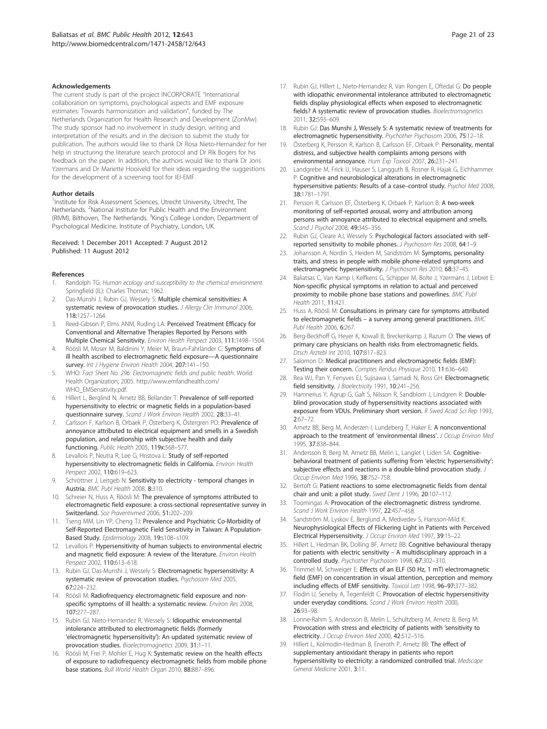### Acknowledgements

The current study is part of the project INCORPORATE "International collaboration on symptoms, psychological aspects and EMF exposure estimates: Towards harmonization and validation", funded by The Netherlands Organization for Health Research and Development (ZonMw). The study sponsor had no involvement in study design, writing and interpretation of the results and in the decision to submit the study for publication. The authors would like to thank Dr Rosa Nieto-Hernandez for her help in structuring the literature search protocol and Dr Rik Bogers for his feedback on the paper. In addition, the authors would like to thank Dr Joris Yzermans and Dr Mariette Hooiveld for their ideas regarding the suggestions for the development of a screening tool for IEI-EMF.

### Author details

[1]Institute for Risk Assessment Sciences, Utrecht University, Utrecht, The Netherlands. [2]National Institute for Public Health and the Environment (RIVM), Bilthoven, The Netherlands. [3]King's College London, Department of Psychological Medicine, Institute of Psychiatry, London, UK.

Received: 1 December 2011 Accepted: 7 August 2012
Published: 11 August 2012

### References

1. Randolph TG: *Human ecology and susceptibility to the chemical environment*. Springfield (IL): Charles Thomas; 1962.
2. Das-Munshi J, Rubin GJ, Wessely S: **Multiple chemical sensitivities: A systematic review of provocation studies.** *J Allergy Clin Immunol* 2006, **118**:1257–1264.
3. Reed-Gibson P, Elms ANM, Ruding LA: **Perceived Treatment Efficacy for Conventional and Alternative Therapies Reported by Persons with Multiple Chemical Sensitivity.** *Environ Health Perspect* 2003, **111**:1498–1504.
4. Röösli M, Moser M, Baldinini Y, Meier M, Braun-Fahrländer C: **Symptoms of ill health ascribed to electromagnetic field exposure—A questionnaire survey.** *Int J Hygiene Environ Health* 2004, **207**:141–150.
5. WHO: *Fact Sheet No. 296: Electromagnetic fields and public health*. World Health Organization; 2005. http://www.emfandhealth.com/WHO_EMSensitivity.pdf.
6. Hillert L, Berglind N, Arnetz BB, Bellander T: **Prevalence of self-reported hypersensitivity to electric or magnetic fields in a population-based questionnaire survey.** *Scand J Work Environ Health* 2002, **28**:33–41.
7. Carlsson F, Karlson B, Orbaek P, Österberg K, Östergren PO: **Prevalence of annoyance attributed to electrical equipment and smells in a Swedish population, and relationship with subjective health and daily functioning.** *Public Health* 2005, **119x**:568–577.
8. Levallois P, Neutra R, Lee G, Hristova L: **Study of self-reported hypersensitivity to electromagnetic fields in California.** *Environ Health Perspect* 2002, **110**:619–623.
9. Schröttner J, Leitgeb N: **Sensitivity to electricity - temporal changes in Austria.** *BMC Publ Health* 2008, **8**:310.
10. Schreier N, Huss A, Röösli M: **The prevalence of symptoms attributed to electromagnetic field exposure: a cross-sectional representative survey in Switzerland.** *Soz Praventivmed* 2006, **51**:202–209.
11. Tseng MM, Lin YP, Cheng TJ: **Prevalence and Psychiatric Co-Morbidity of Self-Reported Electromagnetic Field Sensitivity in Taiwan: A Population-Based Study.** *Epidemiology* 2008, **19**:s108–s109.
12. Levallois P: **Hypersensitivity of human subjects to environmental electric and magnetic field exposure: A review of the literature.** *Environ Health Perspect* 2002, **110**:613–618.
13. Rubin GJ, Das-Munshi J, Wessely S: **Electromagnetic hypersensitivity: A systematic review of provocation studies.** *Psychosom Med* 2005, **67**:224–232.
14. Röösli M: **Radiofrequency electromagnetic field exposure and non-specific symptoms of ill health: a systematic review.** *Environ Res* 2008, **107**:277–287.
15. Rubin GJ, Nieto-Hernandez R, Wessely S: **Idiopathic environmental intolerance attributed to electromagnetic fields (formerly 'electromagnetic hypersensitivity'): An updated systematic review of provocation studies.** *Bioelectromagnetics* 2009, **31**:1–11.
16. Röösli M, Frei P, Mohler E, Hug K: **Systematic review on the health effects of exposure to radiofrequency electromagnetic fields from mobile phone base stations.** *Bull World Health Organ* 2010, **88**:887–896.
17. Rubin GJ, Hillert L, Nieto-Hernandez R, Van Rongen E, Oftedal G: **Do people with idiopathic environmental intolerance attributed to electromagnetic fields display physiological effects when exposed to electromagnetic fields? A systematic review of provocation studies.** *Bioelectromagnetics* 2011, **32**:593–609.
18. Rubin GJ: **Das Munshi J, Wessely S: A systematic review of treatments for electromagnetic hypersensitivity.** *Psychother Psychosom* 2006, **75**:12–18.
19. Österberg K, Persson R, Karlson B, Carlsson EF, Orbaek P: **Personality, mental distress, and subjective health complaints among persons with environmental annoyance.** *Hum Exp Toxicol* 2007, **26**:231–241.
20. Landgrebe M, Frick U, Hauser S, Langguth B, Rosner R, Hajak G, Eichhammer P: **Cognitive and neurobiological alterations in electromagnetic hypersensitive patients: Results of a case–control study.** *Psychol Med* 2008, **38**:1781–1791.
21. Persson R, Carlsson EF, Österberg K, Orbaek P, Karlson B: **A two-week monitoring of self-reported arousal, worry and attribution among persons with annoyance attributed to electrical equipment and smells.** *Scand J Psychol* 2008, **49**:345–356.
22. Rubin GJ, Cleare AJ, Wessely S: **Psychological factors associated with self-reported sensitivity to mobile phones.** *J Psychosom Res* 2008, **64**:1–9.
23. Johansson A, Nordin S, Heiden M, Sandström M: **Symptoms, personality traits, and stress in people with mobile phone-related symptoms and electromagnetic hypersensitivity.** *J Psychosom Res* 2010, **68**:37–45.
24. Baliatsas C, Van Kamp I, Kelfkens G, Schipper M, Bolte J, Yzermans J, Lebret E: **Non-specific physical symptoms in relation to actual and perceived proximity to mobile phone base stations and powerlines.** *BMC Publ Health* 2011, **11**:421.
25. Huss A, Röösli M: **Consultations in primary care for symptoms attributed to electromagnetic fields – a survey among general practitioners.** *BMC Publ Health* 2006, **6**:267.
26. Berg-Beckhoff G, Heyer K, Kowall B, Breckenkamp J, Razum O: **The views of primary care physicians on health risks from electromagnetic fields.** *Dtsch Arztebl Int* 2010, **107**:817–823.
27. Salomon D: **Medical practitioners and electromagnetic fields (EMF): Testing their concern.** *Comptes Rendus Physique* 2010, **11**:636–640.
28. Rea WJ, Pan Y, Fenyves EJ, Sujisawa I, Samadi N, Ross GH: **Electromagnetic field sensitivity.** *J Bioelectricity* 1991, **10**:241–256.
29. Hamnerius Y, Agrup G, Galt S, Nilsson R, Sandblom J, Lindgren R: **Double-blind provocation study of hypersensitivity reactions associated with exposure from VDUs. Preliminary short version.** *R Swed Acad Sci Rep* 1993, **2**:67–72.
30. Arnetz BB, Berg M, Anderzen I, Lundeberg T, Haker E: **A nonconventional approach to the treatment of 'environmental illness'.** *J Occup Environ Med* 1995, **37**:838–844.
31. Andersson B, Berg M, Arnetz BB, Melin L, Langlet I, Liden SA: **Cognitive-behavioral treatment of patients suffering from 'electric hypersensitivity': subjective effects and reactions in a double-blind provocation study.** *J Occup Environ Med* 1996, **38**:752–758.
32. Bertoft G: **Patient reactions to some electromagnetic fields from dental chair and unit: a pilot study.** *Swed Dent J* 1996, **20**:107–112.
33. Toomingas A: **Provocation of the electromagnetic distress syndrome.** *Scand J Work Environ Health* 1997, **22**:457–458.
34. Sandström M, Lyskov E, Berglund A, Medvedev S, Hansson-Mild K: **Neurophysiological Effects of Flickering Light in Patients with Perceived Electrical Hypersensitivity.** *J Occup Environ Med* 1997, **39**:15–22.
35. Hillert L, Hedman BK, Dolling BF, Arnetz BB: **Cognitive behavioural therapy for patients with electric sensitivity – A multidisciplinary approach in a controlled study.** *Psychother Psychosom* 1998, **67**:302–310.
36. Trimmel M, Schweiger E: **Effects of an ELF (50 Hz, 1 mT) electromagnetic field (EMF) on concentration in visual attention, perception and memory including effects of EMF sensitivity.** *Toxicol Lett* 1998, **96–97**:377–382.
37. Flodin U, Seneby A, Tegenfeldt C: **Provocation of electric hypersensitivity under everyday conditions.** *Scand J Work Environ Health* 2000, **26**:93–98.
38. Lonne-Rahm S, Andersson B, Melin L, Schultzberg M, Arnetz B, Berg M: **Provocation with stress and electricity of patients with 'sensitivity to electricity.** *J Occup Environ Med* 2000, **42**:512–516.
39. Hillert L, Kolmodin-Hedman B, Eneroth P, Arnetz BB: **The effect of supplementary antioxidant therapy in patients who report hypersensitivity to electricity: a randomized controlled trial.** *Medscape General Medicine* 2001, **3**:11.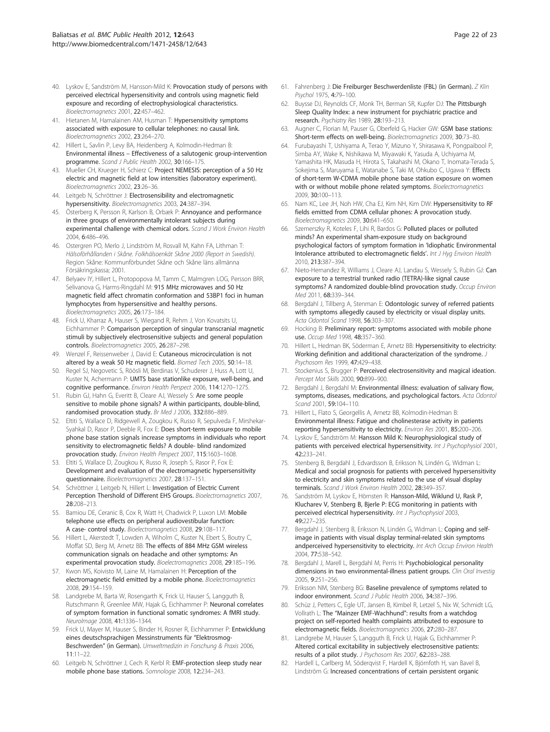40. Lyskov E, Sandström M, Hansson-Mild K: **Provocation study of persons with perceived electrical hypersensitivity and controls using magnetic field exposure and recording of electrophysiological characteristics.** *Bioelectromagnetics* 2001, **22**:457–462.
41. Hietanen M, Hamalainen AM, Husman T: **Hypersensitivity symptoms associated with exposure to cellular telephones: no causal link.** *Bioelectromagnetics* 2002, **23**:264–270.
42. Hillert L, Savlin P, Levy BA, Heidenberg A, Kolmodin-Hedman B: **Environmental illness – Effectiveness of a salutogenic group-intervention programme.** *Scand J Public Health* 2002, **30**:166–175.
43. Mueller CH, Krueger H, Schierz C: **Project NEMESIS: perception of a 50 Hz electric and magnetic field at low intensities (laboratory experiment).** *Bioelectromagnetics* 2002, **23**:26–36.
44. Leitgeb N, Schröttner J: **Electrosensibility and electromagnetic hypersensitivity.** *Bioelectromagnetics* 2003, **24**:387–394.
45. Österberg K, Persson R, Karlson B, Orbæk P: **Annoyance and performance in three groups of environmentally intolerant subjects during experimental challenge with chemical odors.** *Scand J Work Environ Health* 2004, **6**:486–496.
46. Ostergren PO, Merlo J, Lindström M, Rosvall M, Kahn FA, Lithman T: *Hälsoförhållanden i Skåne. Folkhälsoenkät Skåne 2000 (Report in Swedish).* Region Skåne: Kommunförbundet Skåne och Skåne läns allmänna Försäkringskassa; 2001.
47. Belyaev IY, Hillert L, Protopopova M, Tamm C, Malmgren LOG, Persson BRR, Selivanova G, Harms-Ringdahl M: **915 MHz microwaves and 50 Hz magnetic field affect chromatin conformation and 53BP1 foci in human lymphocytes from hypersensitive and healthy persons.** *Bioelectromagnetics* 2005, **26**:173–184.
48. Frick U, Kharraz A, Hauser S, Wiegand R, Rehm J, Von Kovatsits U, Eichhammer P: **Comparison perception of singular transcranial magnetic stimuli by subjectively electrosensitive subjects and general population controls.** *Bioelectromagnetics* 2005, **26**:287–298.
49. Wenzel F, Reissenweber J, David E: **Cutaneous microcirculation is not altered by a weak 50 Hz magnetic field.** *Biomed Tech* 2005, **50**:14–18.
50. Regel SJ, Negovetic S, Röösli M, Berdinas V, Schuderer J, Huss A, Lott U, Kuster N, Achermann P: **UMTS base stationlike exposure, well-being, and cognitive performance.** *Environ Health Perspect* 2006, **114**:1270–1275.
51. Rubin GJ, Hahn G, Everitt B, Cleare AJ, Wessely S: **Are some people sensitive to mobile phone signals? A within participants, double-blind, randomised provocation study.** *Br Med J* 2006, **332**:886–889.
52. Eltiti S, Wallace D, Ridgewell A, Zougkou K, Russo R, Sepulveda F, Mirshekar-Syahkal D, Rasor P, Deeble R, Fox E: **Does short-term exposure to mobile phone base station signals increase symptoms in individuals who report sensitivity to electromagnetic fields? A double- blind randomized provocation study.** *Environ Health Perspect* 2007, **115**:1603–1608.
53. Eltiti S, Wallace D, Zougkou K, Russo R, Joseph S, Rasor P, Fox E: **Development and evaluation of the electromagnetic hypersensitivity questionnaire.** *Bioelectromagnetics* 2007, **28**:137–151.
54. Schröttner J, Leitgeb N, Hillert L: **Investigation of Electric Current Perception Thershold of Different EHS Groups.** *Bioelectromagnetics* 2007, **28**:208–213.
55. Bamiou DE, Ceranic B, Cox R, Watt H, Chadwick P, Luxon LM: **Mobile telephone use effects on peripheral audiovestibular function: A case- control study.** *Bioelectromagnetics* 2008, **29**:108–117.
56. Hillert L, Akerstedt T, Lowden A, Wiholm C, Kuster N, Ebert S, Boutry C, Moffat SD, Berg M, Arnetz BB: **The effects of 884 MHz GSM wireless communication signals on headache and other symptoms: An experimental provocation study.** *Bioelectromagnetics* 2008, **29**:185–196.
57. Kwon MS, Koivisto M, Laine M, Hamalainen H: **Perception of the electromagnetic field emitted by a mobile phone.** *Bioelectromagnetics* 2008, **29**:154–159.
58. Landgrebe M, Barta W, Rosengarth K, Frick U, Hauser S, Langguth B, Rutschmann R, Greenlee MW, Hajak G, Eichhammer P: **Neuronal correlates of symptom formation in functional somatic syndromes: A fMRI study.** *NeuroImage* 2008, **41**:1336–1344.
59. Frick U, Mayer M, Hauser S, Binder H, Rosner R, Eichhammer P: **Entwicklung eines deutschsprachigen Messinstruments für "Elektrosmog-Beschwerden" (in German).** *Umweltmedizin in Forschung & Praxis* 2006, **11**:11–22.
60. Leitgeb N, Schröttner J, Cech R, Kerbl R: **EMF-protection sleep study near mobile phone base stations.** *Somnologie* 2008, **12**:234–243.
61. Fahrenberg J: **Die Freiburger Beschwerdenliste (FBL) (in German).** *Z Klin Psychol* 1975, **4**:79–100.
62. Buysse DJ, Reynolds CF, Monk TH, Berman SR, Kupfer DJ: **The Pittsburgh Sleep Quality Index: a new instrument for psychiatric practice and research.** *Psychiatry Res* 1989, **28**:193–213.
63. Augner C, Florian M, Pauser G, Oberfeld G, Hacker GW: **GSM base stations: Short-term effects on well-being.** *Bioelectromagnetics* 2009, **30**:73–80.
64. Furubayashi T, Ushiyama A, Terao Y, Mizuno Y, Shirasawa K, Pongpaibool P, Simba AY, Wake K, Nishikawa M, Miyawaki K, Yasuda A, Uchiyama M, Yamashita HK, Masuda H, Hirota S, Takahashi M, Okano T, Inomata-Terada S, Sokejima S, Maruyama E, Watanabe S, Taki M, Ohkubo C, Ugawa Y: **Effects of short-term W-CDMA mobile phone base station exposure on women with or without mobile phone related symptoms.** *Bioelectromagnetics* 2009, **30**:100–113.
65. Nam KC, Lee JH, Noh HW, Cha EJ, Kim NH, Kim DW: **Hypersensitivity to RF fields emitted from CDMA cellular phones: A provocation study.** *Bioelectromagnetics* 2009, **30**:641–650.
66. Szemerszky R, Koteles F, Lihi R, Bardos G: **Polluted places or polluted minds? An experimental sham-exposure study on background psychological factors of symptom formation in 'Idiophatic Environmental Intolerance attributed to electromagnetic fields'.** *Int J Hyg Environ Health* 2010, **213**:387–394.
67. Nieto-Hernandez R, Williams J, Cleare AJ, Landau S, Wessely S, Rubin GJ: **Can exposure to a terrestrial trunked radio (TETRA)-like signal cause symptoms? A randomized double-blind provocation study.** *Occup Environ Med* 2011, **68**:339–344.
68. Bergdahl J, Tillberg A, Stenman E: **Odontologic survey of referred patients with symptoms allegedly caused by electricity or visual display units.** *Acta Odontol Scand* 1998, **56**:303–307.
69. Hocking B: **Preliminary report: symptoms associated with mobile phone use.** *Occup Med* 1998, **48**:357–360.
70. Hillert L, Hedman BK, Söderman E, Arnetz BB: **Hypersensitivity to electricity: Working definition and additional characterization of the syndrome.** *J Psychosom Res* 1999, **47**:429–438.
71. Stockenius S, Brugger P: **Perceived electrosensitivity and magical ideation.** *Percept Mot Skills* 2000, **90**:899–900.
72. Bergdahl J, Bergdahl M: **Environmental illness: evaluation of salivary flow, symptoms, diseases, medications, and psychological factors.** *Acta Odontol Scand* 2001, **59**:104–110.
73. Hillert L, Flato S, Georgellis A, Arnetz BB, Kolmodin-Hedman B: **Environmental illness: Fatigue and cholinesterase activity in patients reporting hypersensitivity to electricity.** *Environ Res* 2001, **85**:200–206.
74. Lyskov E, Sandström M: **Hansson Mild K: Neurophysiological study of patients with perceived electrical hypersensitivity.** *Int J Psychophysiol* 2001, **42**:233–241.
75. Stenberg B, Bergdahl J, Edvardsson B, Eriksson N, Lindén G, Widman L: **Medical and social prognosis for patients with perceived hypersensitivity to electricity and skin symptoms related to the use of visual display terminals.** *Scand J Work Environ Health* 2002, **28**:349–357.
76. Sandström M, Lyskov E, Hörnsten R: **Hansson-Mild, Wiklund U, Rask P, Klucharev V, Stenberg B, Bjerle P: ECG monitoring in patients with perceived electrical hypersensitivity.** *Int J Psychophysiol* 2003, **49**:227–235.
77. Bergdahl J, Stenberg B, Eriksson N, Lindén G, Widman L: **Coping and self-image in patients with visual display terminal-related skin symptoms andperceived hypersensitivity to electricity.** *Int Arch Occup Environ Health* 2004, **77**:538–542.
78. Bergdahl J, Marell L, Bergdahl M, Perris H: **Psychobiological personality dimensions in two environmental-illness patient groups.** *Clin Oral Investig* 2005, **9**:251–256.
79. Eriksson NM, Stenberg BG: **Baseline prevalence of symptoms related to indoor environment.** *Scand J Public Health* 2006, **34**:387–396.
80. Schüz J, Petters C, Egle UT, Jansen B, Kimbel R, Letzel S, Nix W, Schmidt LG, Vollrath L: **The "Mainzer EMF-Wachhund": results from a watchdog project on self-reported health complaints attributed to exposure to electromagnetic fields.** *Bioelectromagnetics* 2006, **27**:280–287.
81. Landgrebe M, Hauser S, Langguth B, Frick U, Hajak G, Eichhammer P: **Altered cortical excitability in subjectively electrosensitive patients: results of a pilot study.** *J Psychosom Res* 2007, **62**:283–288.
82. Hardell L, Carlberg M, Söderqvist F, Hardell K, Björnfoth H, van Bavel B, Lindström G: **Increased concentrations of certain persistent organic**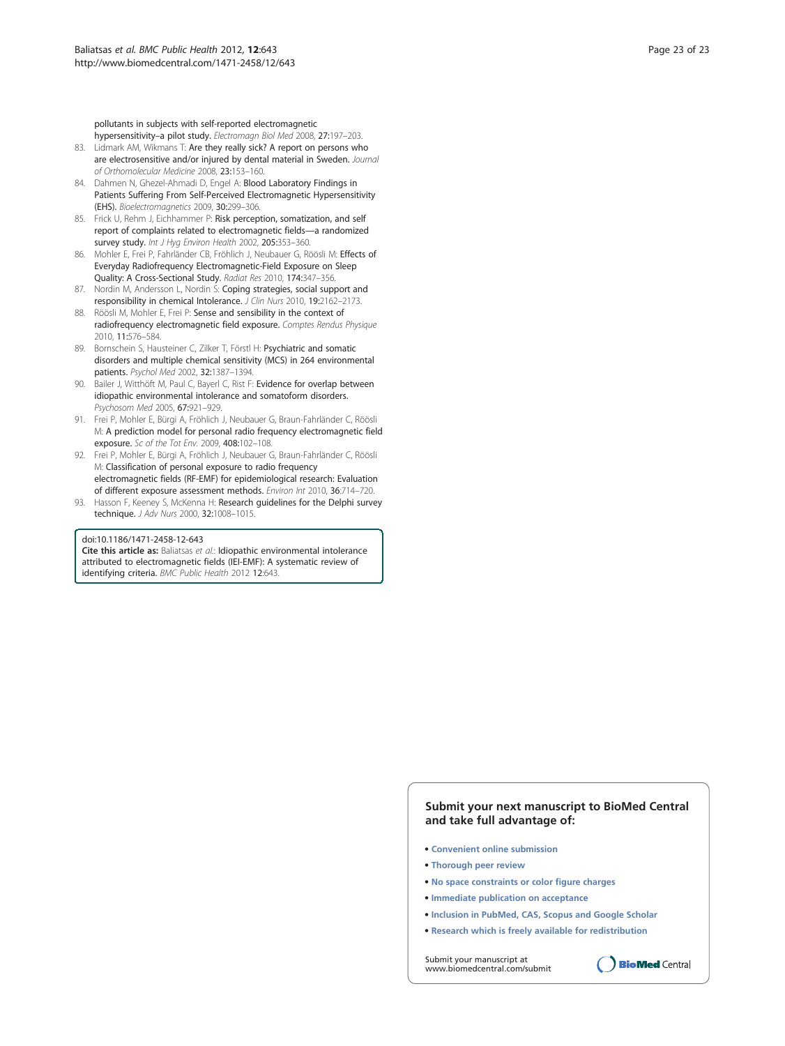pollutants in subjects with self-reported electromagnetic hypersensitivity–a pilot study. *Electromagn Biol Med* 2008, **27**:197–203.

83. Lidmark AM, Wikmans T: **Are they really sick? A report on persons who are electrosensitive and/or injured by dental material in Sweden.** *Journal of Orthomolecular Medicine* 2008, **23**:153–160.
84. Dahmen N, Ghezel-Ahmadi D, Engel A: **Blood Laboratory Findings in Patients Suffering From Self-Perceived Electromagnetic Hypersensitivity (EHS).** *Bioelectromagnetics* 2009, **30**:299–306.
85. Frick U, Rehm J, Eichhammer P: **Risk perception, somatization, and self report of complaints related to electromagnetic fields—a randomized survey study.** *Int J Hyg Environ Health* 2002, **205**:353–360.
86. Mohler E, Frei P, Fahrländer CB, Fröhlich J, Neubauer G, Röösli M: **Effects of Everyday Radiofrequency Electromagnetic-Field Exposure on Sleep Quality: A Cross-Sectional Study.** *Radiat Res* 2010, **174**:347–356.
87. Nordin M, Andersson L, Nordin S: **Coping strategies, social support and responsibility in chemical Intolerance.** *J Clin Nurs* 2010, **19**:2162–2173.
88. Röösli M, Mohler E, Frei P: **Sense and sensibility in the context of radiofrequency electromagnetic field exposure.** *Comptes Rendus Physique* 2010, **11**:576–584.
89. Bornschein S, Hausteiner C, Zilker T, Förstl H: **Psychiatric and somatic disorders and multiple chemical sensitivity (MCS) in 264 environmental patients.** *Psychol Med* 2002, **32**:1387–1394.
90. Bailer J, Witthöft M, Paul C, Bayerl C, Rist F: **Evidence for overlap between idiopathic environmental intolerance and somatoform disorders.** *Psychosom Med* 2005, **67**:921–929.
91. Frei P, Mohler E, Bürgi A, Fröhlich J, Neubauer G, Braun-Fahrländer C, Röösli M: **A prediction model for personal radio frequency electromagnetic field exposure.** *Sc of the Tot Env.* 2009, **408**:102–108.
92. Frei P, Mohler E, Bürgi A, Fröhlich J, Neubauer G, Braun-Fahrländer C, Röösli M: **Classification of personal exposure to radio frequency electromagnetic fields (RF-EMF) for epidemiological research: Evaluation of different exposure assessment methods.** *Environ Int* 2010, **36**:714–720.
93. Hasson F, Keeney S, McKenna H: **Research guidelines for the Delphi survey technique.** *J Adv Nurs* 2000, **32**:1008–1015.

doi:10.1186/1471-2458-12-643

**Cite this article as:** Baliatsas *et al.*: Idiopathic environmental intolerance attributed to electromagnetic fields (IEI-EMF): A systematic review of identifying criteria. *BMC Public Health* 2012 **12**:643.

**Submit your next manuscript to BioMed Central and take full advantage of:**

- **Convenient online submission**
- **Thorough peer review**
- **No space constraints or color figure charges**
- **Immediate publication on acceptance**
- **Inclusion in PubMed, CAS, Scopus and Google Scholar**
- **Research which is freely available for redistribution**

Submit your manuscript at www.biomedcentral.com/submit

BioMed Central